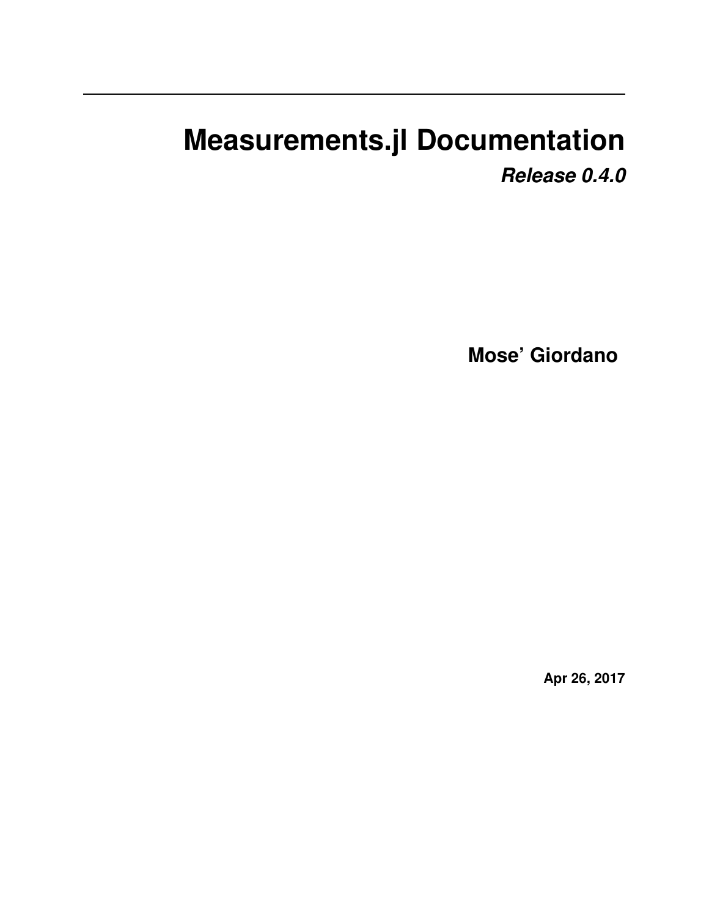# Measurements.jl Documentation

***Release 0.4.0***

**Mose' Giordano**

**Apr 26, 2017**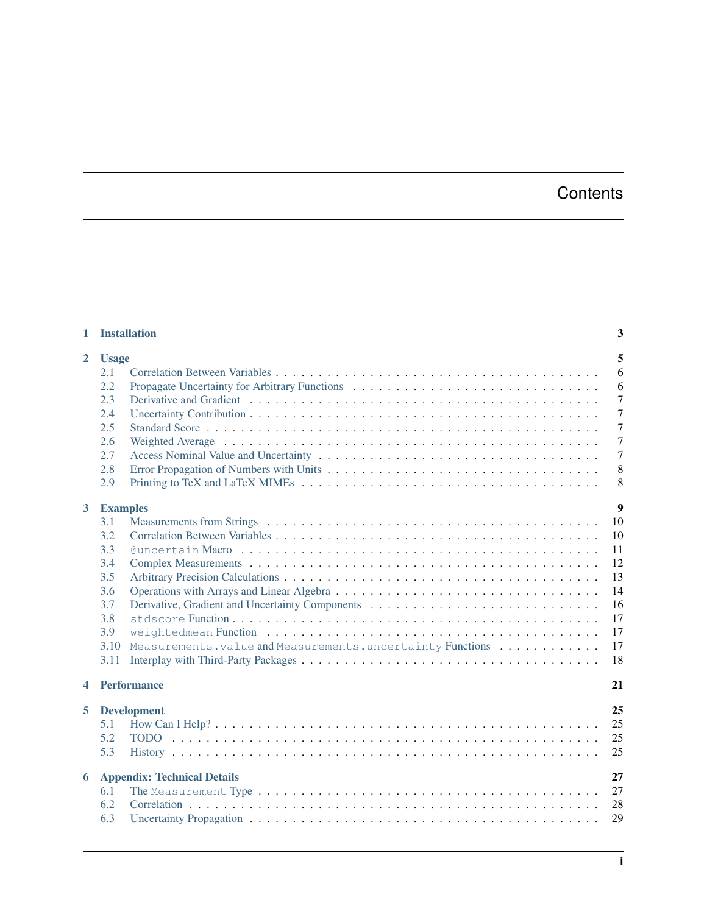# Contents

- **1 Installation** — 3
- **2 Usage** — 5
  - 2.1 Correlation Between Variables — 6
  - 2.2 Propagate Uncertainty for Arbitrary Functions — 6
  - 2.3 Derivative and Gradient — 7
  - 2.4 Uncertainty Contribution — 7
  - 2.5 Standard Score — 7
  - 2.6 Weighted Average — 7
  - 2.7 Access Nominal Value and Uncertainty — 7
  - 2.8 Error Propagation of Numbers with Units — 8
  - 2.9 Printing to TeX and LaTeX MIMEs — 8
- **3 Examples** — 9
  - 3.1 Measurements from Strings — 10
  - 3.2 Correlation Between Variables — 10
  - 3.3 `@uncertain` Macro — 11
  - 3.4 Complex Measurements — 12
  - 3.5 Arbitrary Precision Calculations — 13
  - 3.6 Operations with Arrays and Linear Algebra — 14
  - 3.7 Derivative, Gradient and Uncertainty Components — 16
  - 3.8 `stdscore` Function — 17
  - 3.9 `weightedmean` Function — 17
  - 3.10 `Measurements.value` and `Measurements.uncertainty` Functions — 17
  - 3.11 Interplay with Third-Party Packages — 18
- **4 Performance** — 21
- **5 Development** — 25
  - 5.1 How Can I Help? — 25
  - 5.2 TODO — 25
  - 5.3 History — 25
- **6 Appendix: Technical Details** — 27
  - 6.1 The `Measurement` Type — 27
  - 6.2 Correlation — 28
  - 6.3 Uncertainty Propagation — 29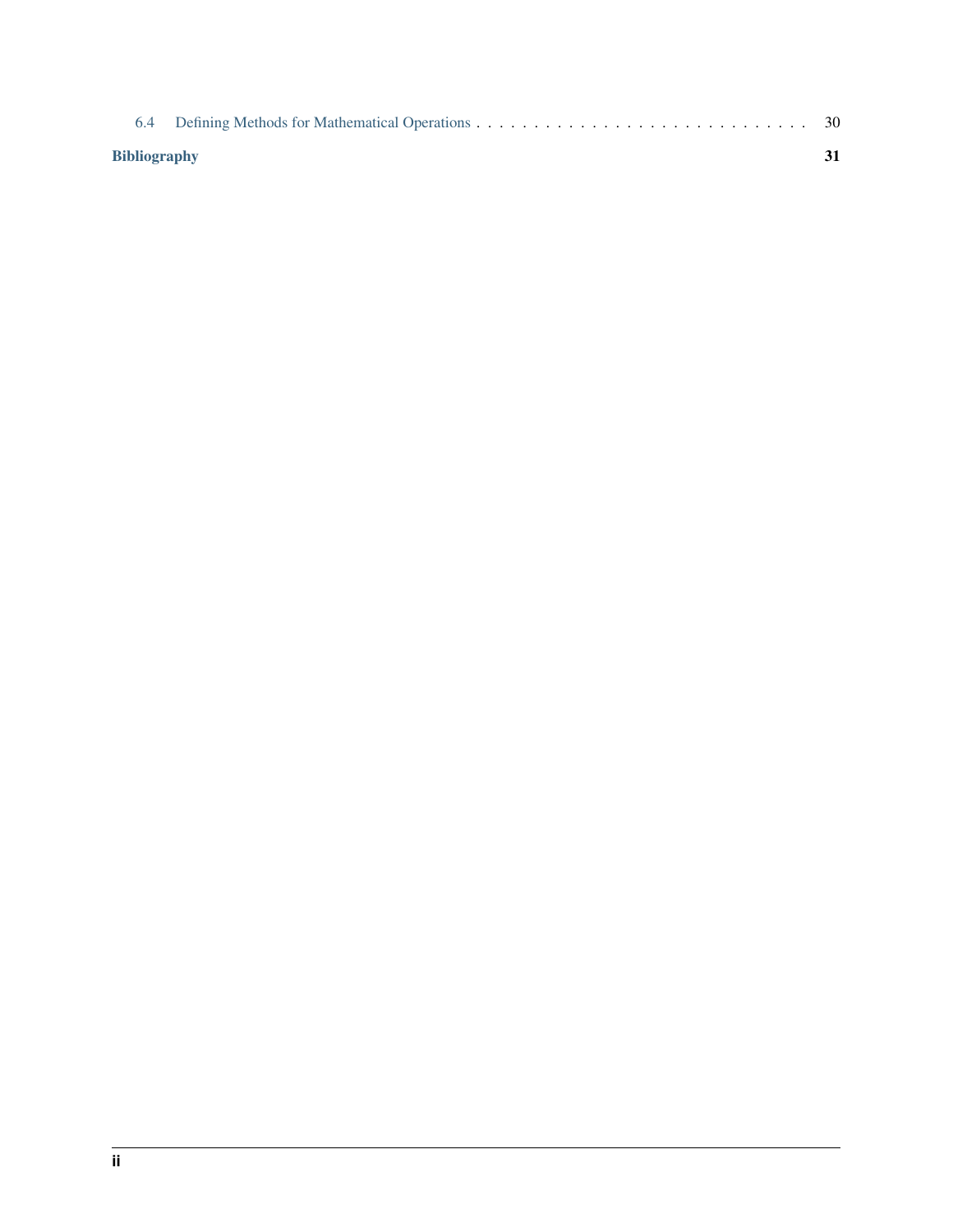6.4 Defining Methods for Mathematical Operations . . . . . . . . . . . . . . . . . . . . . . . . . . . . . . 30

**Bibliography** **31**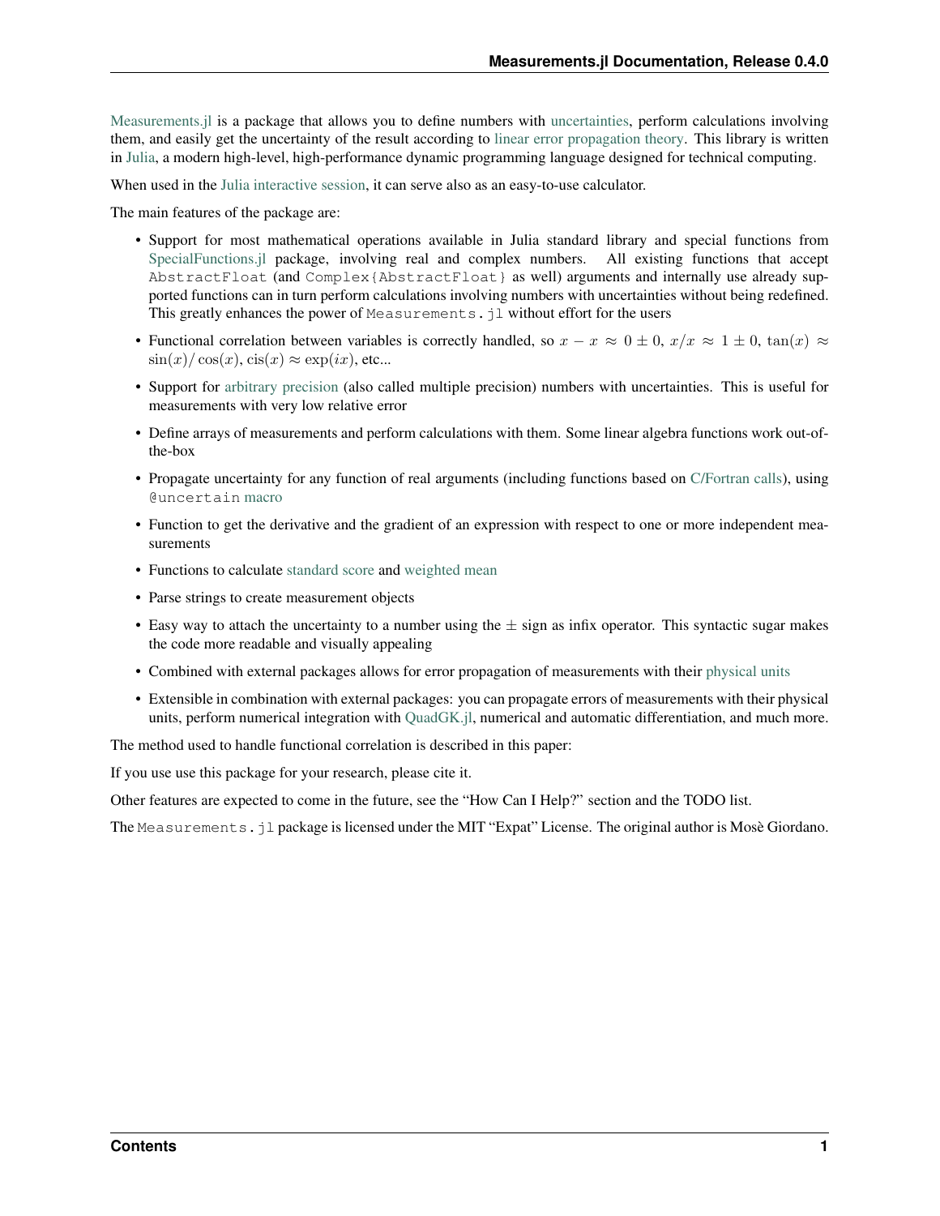Measurements.jl is a package that allows you to define numbers with uncertainties, perform calculations involving them, and easily get the uncertainty of the result according to linear error propagation theory. This library is written in Julia, a modern high-level, high-performance dynamic programming language designed for technical computing.

When used in the Julia interactive session, it can serve also as an easy-to-use calculator.

The main features of the package are:

- Support for most mathematical operations available in Julia standard library and special functions from SpecialFunctions.jl package, involving real and complex numbers. All existing functions that accept `AbstractFloat` (and `Complex{AbstractFloat}` as well) arguments and internally use already supported functions can in turn perform calculations involving numbers with uncertainties without being redefined. This greatly enhances the power of `Measurements.jl` without effort for the users
- Functional correlation between variables is correctly handled, so $x - x \approx 0 \pm 0$, $x/x \approx 1 \pm 0$, $\tan(x) \approx \sin(x)/\cos(x)$, $\mathrm{cis}(x) \approx \exp(ix)$, etc...
- Support for arbitrary precision (also called multiple precision) numbers with uncertainties. This is useful for measurements with very low relative error
- Define arrays of measurements and perform calculations with them. Some linear algebra functions work out-of-the-box
- Propagate uncertainty for any function of real arguments (including functions based on C/Fortran calls), using `@uncertain` macro
- Function to get the derivative and the gradient of an expression with respect to one or more independent measurements
- Functions to calculate standard score and weighted mean
- Parse strings to create measurement objects
- Easy way to attach the uncertainty to a number using the ± sign as infix operator. This syntactic sugar makes the code more readable and visually appealing
- Combined with external packages allows for error propagation of measurements with their physical units
- Extensible in combination with external packages: you can propagate errors of measurements with their physical units, perform numerical integration with QuadGK.jl, numerical and automatic differentiation, and much more.

The method used to handle functional correlation is described in this paper:

If you use use this package for your research, please cite it.

Other features are expected to come in the future, see the "How Can I Help?" section and the TODO list.

The `Measurements.jl` package is licensed under the MIT "Expat" License. The original author is Mosè Giordano.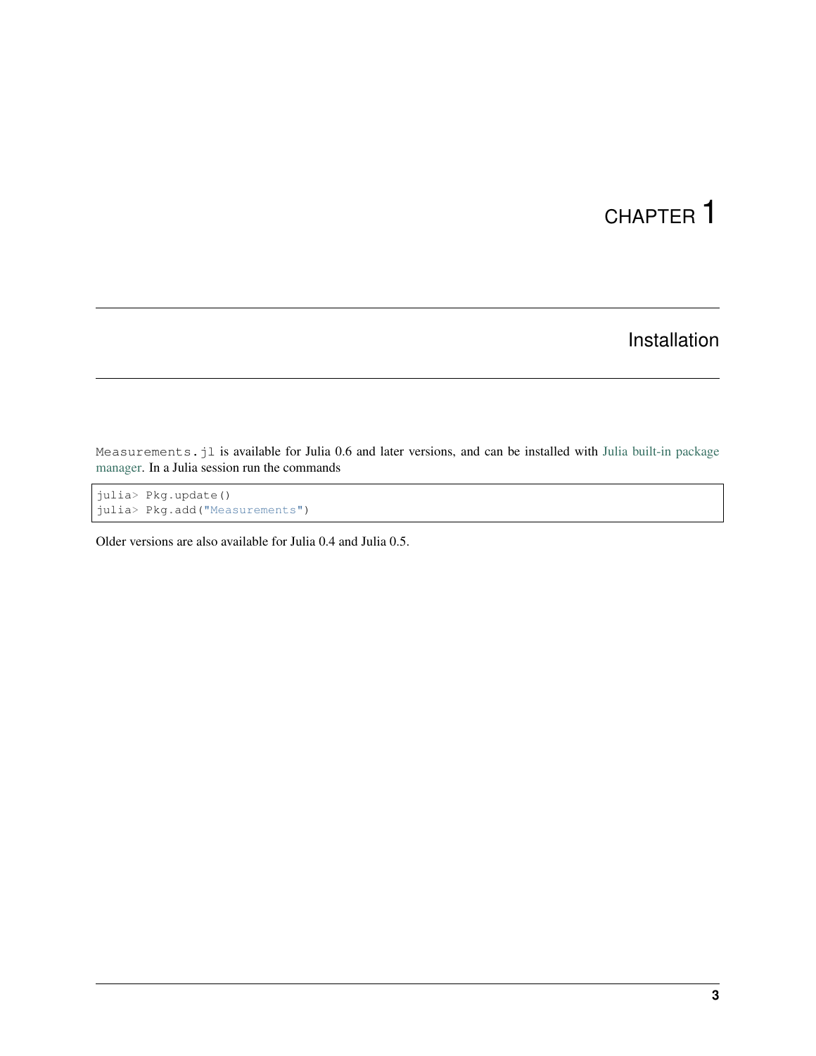# CHAPTER 1

# Installation

`Measurements.jl` is available for Julia 0.6 and later versions, and can be installed with Julia built-in package manager. In a Julia session run the commands

```
julia> Pkg.update()
julia> Pkg.add("Measurements")
```

Older versions are also available for Julia 0.4 and Julia 0.5.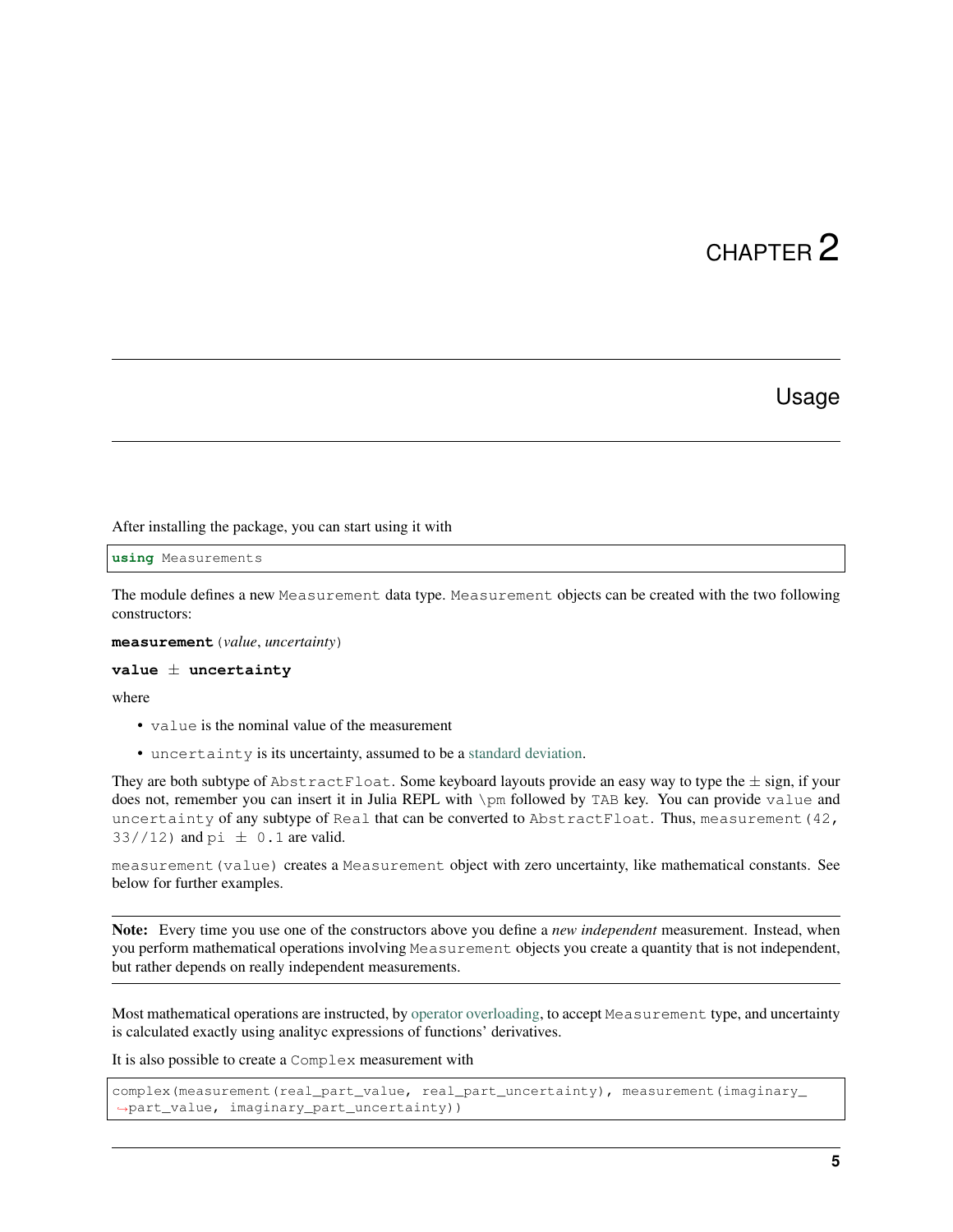# CHAPTER 2

## Usage

After installing the package, you can start using it with

```
using Measurements
```

The module defines a new `Measurement` data type. `Measurement` objects can be created with the two following constructors:

**measurement**(*value*, *uncertainty*)

**value** ± **uncertainty**

where

- `value` is the nominal value of the measurement
- `uncertainty` is its uncertainty, assumed to be a standard deviation.

They are both subtype of `AbstractFloat`. Some keyboard layouts provide an easy way to type the ± sign, if your does not, remember you can insert it in Julia REPL with `\pm` followed by `TAB` key. You can provide `value` and `uncertainty` of any subtype of `Real` that can be converted to `AbstractFloat`. Thus, `measurement(42, 33//12)` and `pi ± 0.1` are valid.

`measurement(value)` creates a `Measurement` object with zero uncertainty, like mathematical constants. See below for further examples.

**Note:** Every time you use one of the constructors above you define a *new independent* measurement. Instead, when you perform mathematical operations involving `Measurement` objects you create a quantity that is not independent, but rather depends on really independent measurements.

Most mathematical operations are instructed, by operator overloading, to accept `Measurement` type, and uncertainty is calculated exactly using analityc expressions of functions' derivatives.

It is also possible to create a `Complex` measurement with

```
complex(measurement(real_part_value, real_part_uncertainty), measurement(imaginary_part_value, imaginary_part_uncertainty))
```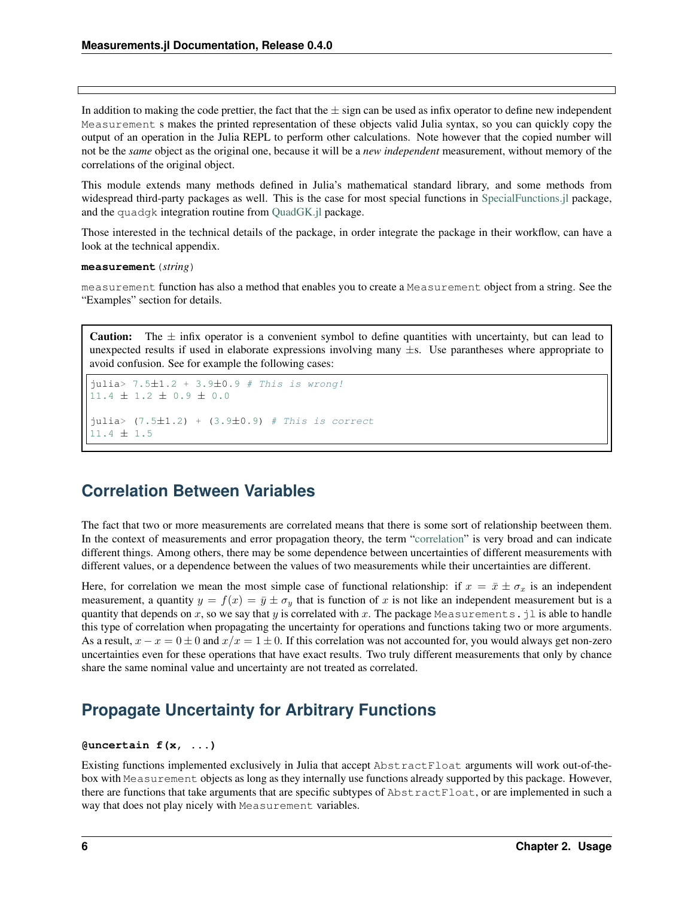In addition to making the code prettier, the fact that the ± sign can be used as infix operator to define new independent `Measurement` s makes the printed representation of these objects valid Julia syntax, so you can quickly copy the output of an operation in the Julia REPL to perform other calculations. Note however that the copied number will not be the *same* object as the original one, because it will be a *new independent* measurement, without memory of the correlations of the original object.

This module extends many methods defined in Julia's mathematical standard library, and some methods from widespread third-party packages as well. This is the case for most special functions in SpecialFunctions.jl package, and the `quadgk` integration routine from QuadGK.jl package.

Those interested in the technical details of the package, in order integrate the package in their workflow, can have a look at the technical appendix.

**measurement**(*string*)

`measurement` function has also a method that enables you to create a `Measurement` object from a string. See the "Examples" section for details.

**Caution:** The ± infix operator is a convenient symbol to define quantities with uncertainty, but can lead to unexpected results if used in elaborate expressions involving many ±s. Use parantheses where appropriate to avoid confusion. See for example the following cases:

```
julia> 7.5±1.2 + 3.9±0.9 # This is wrong!
11.4 ± 1.2 ± 0.9 ± 0.0

julia> (7.5±1.2) + (3.9±0.9) # This is correct
11.4 ± 1.5
```

## Correlation Between Variables

The fact that two or more measurements are correlated means that there is some sort of relationship beetween them. In the context of measurements and error propagation theory, the term "correlation" is very broad and can indicate different things. Among others, there may be some dependence between uncertainties of different measurements with different values, or a dependence between the values of two measurements while their uncertainties are different.

Here, for correlation we mean the most simple case of functional relationship: if $x = \bar{x} \pm \sigma_x$ is an independent measurement, a quantity $y = f(x) = \bar{y} \pm \sigma_y$ that is function of $x$ is not like an independent measurement but is a quantity that depends on $x$, so we say that $y$ is correlated with $x$. The package `Measurements.jl` is able to handle this type of correlation when propagating the uncertainty for operations and functions taking two or more arguments. As a result, $x - x = 0 \pm 0$ and $x/x = 1 \pm 0$. If this correlation was not accounted for, you would always get non-zero uncertainties even for these operations that have exact results. Two truly different measurements that only by chance share the same nominal value and uncertainty are not treated as correlated.

## Propagate Uncertainty for Arbitrary Functions

**@uncertain f(x, ...)**

Existing functions implemented exclusively in Julia that accept `AbstractFloat` arguments will work out-of-the-box with `Measurement` objects as long as they internally use functions already supported by this package. However, there are functions that take arguments that are specific subtypes of `AbstractFloat`, or are implemented in such a way that does not play nicely with `Measurement` variables.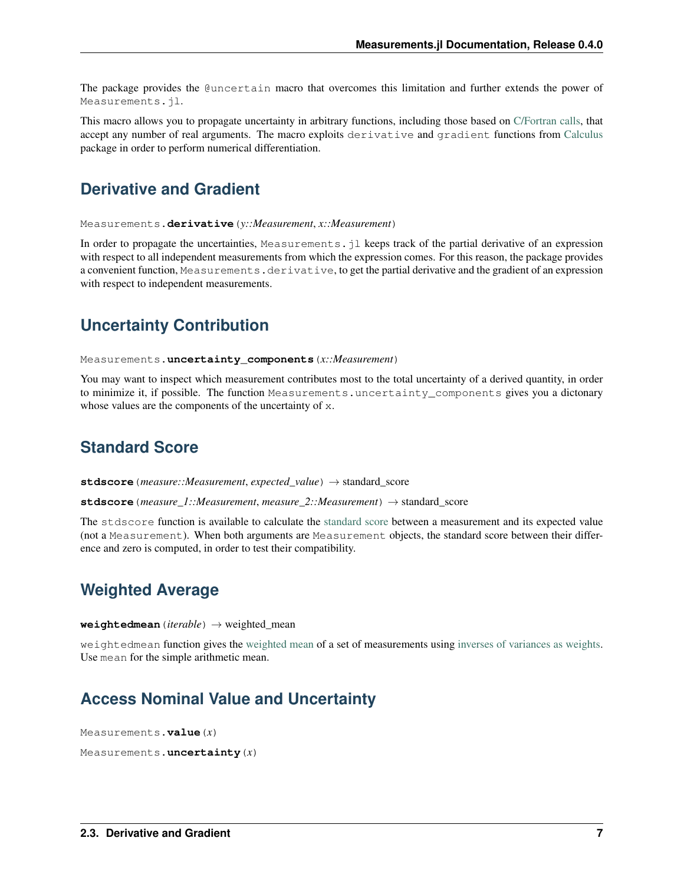The package provides the `@uncertain` macro that overcomes this limitation and further extends the power of `Measurements.jl`.

This macro allows you to propagate uncertainty in arbitrary functions, including those based on C/Fortran calls, that accept any number of real arguments. The macro exploits `derivative` and `gradient` functions from Calculus package in order to perform numerical differentiation.

## Derivative and Gradient

`Measurements.`**`derivative`**`(`*y::Measurement*, *x::Measurement*`)`

In order to propagate the uncertainties, `Measurements.jl` keeps track of the partial derivative of an expression with respect to all independent measurements from which the expression comes. For this reason, the package provides a convenient function, `Measurements.derivative`, to get the partial derivative and the gradient of an expression with respect to independent measurements.

## Uncertainty Contribution

`Measurements.`**`uncertainty_components`**`(`*x::Measurement*`)`

You may want to inspect which measurement contributes most to the total uncertainty of a derived quantity, in order to minimize it, if possible. The function `Measurements.uncertainty_components` gives you a dictonary whose values are the components of the uncertainty of `x`.

## Standard Score

**`stdscore`**`(`*measure::Measurement*, *expected_value*`)` → standard_score

**`stdscore`**`(`*measure_1::Measurement*, *measure_2::Measurement*`)` → standard_score

The `stdscore` function is available to calculate the standard score between a measurement and its expected value (not a `Measurement`). When both arguments are `Measurement` objects, the standard score between their difference and zero is computed, in order to test their compatibility.

## Weighted Average

**`weightedmean`**`(`*iterable*`)` → weighted_mean

`weightedmean` function gives the weighted mean of a set of measurements using inverses of variances as weights. Use `mean` for the simple arithmetic mean.

## Access Nominal Value and Uncertainty

`Measurements.`**`value`**`(`*x*`)`

`Measurements.`**`uncertainty`**`(`*x*`)`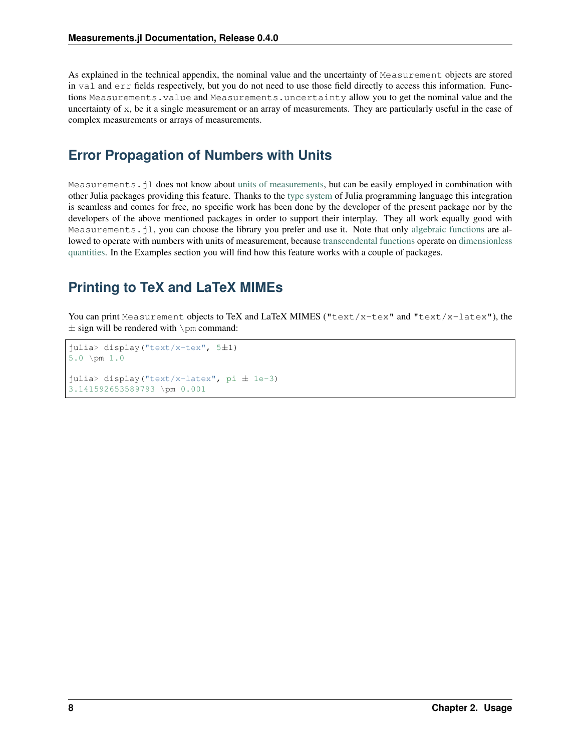As explained in the technical appendix, the nominal value and the uncertainty of `Measurement` objects are stored in `val` and `err` fields respectively, but you do not need to use those field directly to access this information. Functions `Measurements.value` and `Measurements.uncertainty` allow you to get the nominal value and the uncertainty of `x`, be it a single measurement or an array of measurements. They are particularly useful in the case of complex measurements or arrays of measurements.

## Error Propagation of Numbers with Units

`Measurements.jl` does not know about units of measurements, but can be easily employed in combination with other Julia packages providing this feature. Thanks to the type system of Julia programming language this integration is seamless and comes for free, no specific work has been done by the developer of the present package nor by the developers of the above mentioned packages in order to support their interplay. They all work equally good with `Measurements.jl`, you can choose the library you prefer and use it. Note that only algebraic functions are allowed to operate with numbers with units of measurement, because transcendental functions operate on dimensionless quantities. In the Examples section you will find how this feature works with a couple of packages.

## Printing to TeX and LaTeX MIMEs

You can print `Measurement` objects to TeX and LaTeX MIMES (`"text/x-tex"` and `"text/x-latex"`), the ± sign will be rendered with `\pm` command:

```
julia> display("text/x-tex", 5±1)
5.0 \pm 1.0

julia> display("text/x-latex", pi ± 1e-3)
3.141592653589793 \pm 0.001
```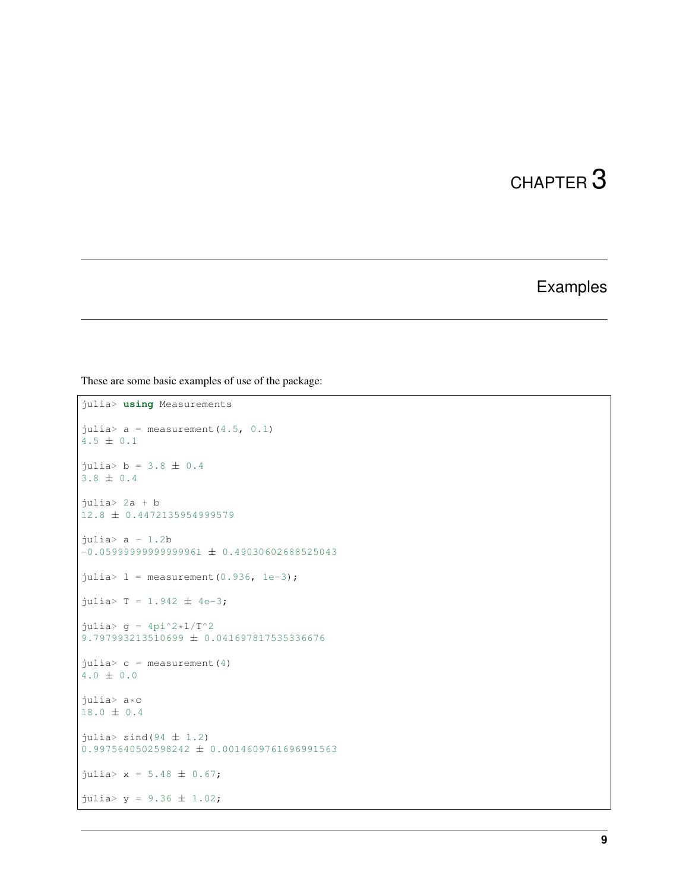# CHAPTER 3

## Examples

These are some basic examples of use of the package:

```
julia> using Measurements

julia> a = measurement(4.5, 0.1)
4.5 ± 0.1

julia> b = 3.8 ± 0.4
3.8 ± 0.4

julia> 2a + b
12.8 ± 0.4472135954999579

julia> a - 1.2b
-0.05999999999999961 ± 0.49030602688525043

julia> l = measurement(0.936, 1e-3);

julia> T = 1.942 ± 4e-3;

julia> g = 4pi^2*l/T^2
9.797993213510699 ± 0.041697817535336676

julia> c = measurement(4)
4.0 ± 0.0

julia> a*c
18.0 ± 0.4

julia> sind(94 ± 1.2)
0.9975640502598242 ± 0.0014609761696991563

julia> x = 5.48 ± 0.67;

julia> y = 9.36 ± 1.02;
```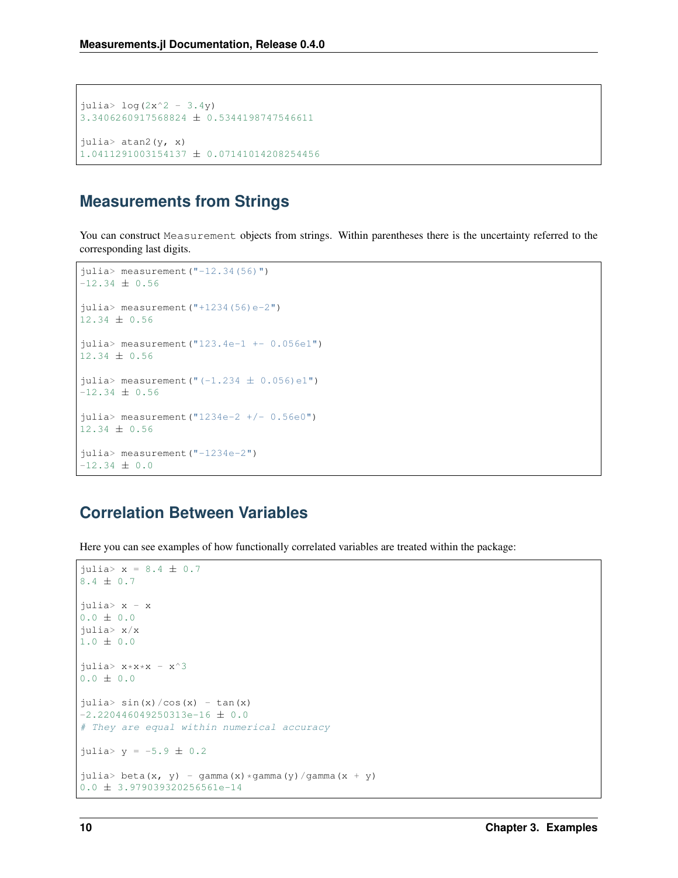```
julia> log(2x^2 - 3.4y)
3.3406260917568824 ± 0.5344198747546611

julia> atan2(y, x)
1.0411291003154137 ± 0.07141014208254456
```

## Measurements from Strings

You can construct `Measurement` objects from strings. Within parentheses there is the uncertainty referred to the corresponding last digits.

```
julia> measurement("-12.34(56)")
-12.34 ± 0.56

julia> measurement("+1234(56)e-2")
12.34 ± 0.56

julia> measurement("123.4e-1 +- 0.056e1")
12.34 ± 0.56

julia> measurement("(-1.234 ± 0.056)e1")
-12.34 ± 0.56

julia> measurement("1234e-2 +/- 0.56e0")
12.34 ± 0.56

julia> measurement("-1234e-2")
-12.34 ± 0.0
```

## Correlation Between Variables

Here you can see examples of how functionally correlated variables are treated within the package:

```
julia> x = 8.4 ± 0.7
8.4 ± 0.7

julia> x - x
0.0 ± 0.0
julia> x/x
1.0 ± 0.0

julia> x*x*x - x^3
0.0 ± 0.0

julia> sin(x)/cos(x) - tan(x)
-2.220446049250313e-16 ± 0.0
# They are equal within numerical accuracy

julia> y = -5.9 ± 0.2

julia> beta(x, y) - gamma(x)*gamma(y)/gamma(x + y)
0.0 ± 3.979039320256561e-14
```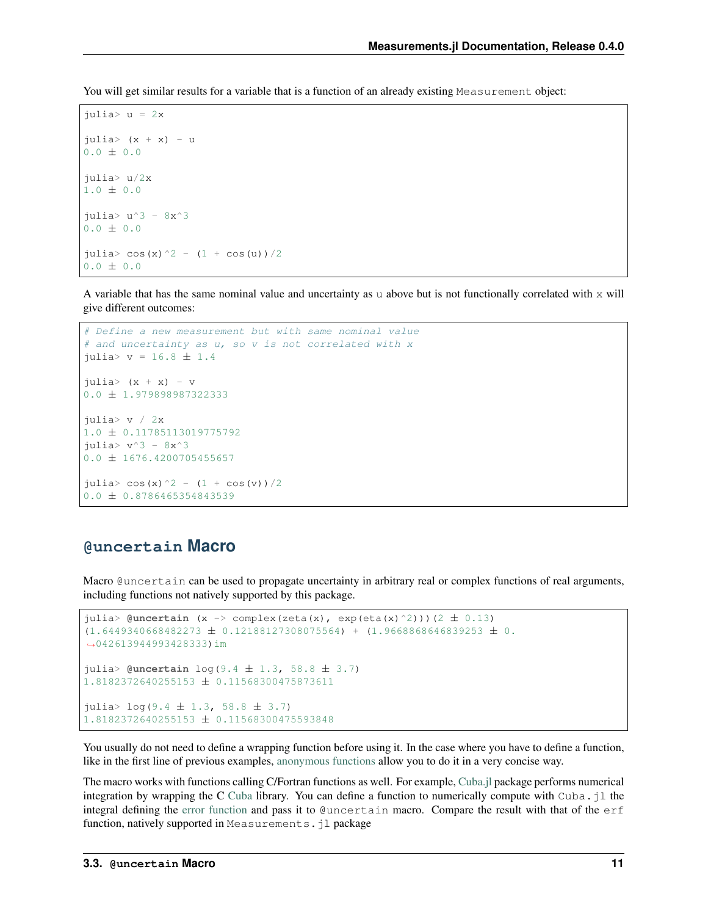You will get similar results for a variable that is a function of an already existing `Measurement` object:

```
julia> u = 2x

julia> (x + x) - u
0.0 ± 0.0

julia> u/2x
1.0 ± 0.0

julia> u^3 - 8x^3
0.0 ± 0.0

julia> cos(x)^2 - (1 + cos(u))/2
0.0 ± 0.0
```

A variable that has the same nominal value and uncertainty as `u` above but is not functionally correlated with `x` will give different outcomes:

```
# Define a new measurement but with same nominal value
# and uncertainty as u, so v is not correlated with x
julia> v = 16.8 ± 1.4

julia> (x + x) - v
0.0 ± 1.979898987322333

julia> v / 2x
1.0 ± 0.11785113019775792
julia> v^3 - 8x^3
0.0 ± 1676.4200705455657

julia> cos(x)^2 - (1 + cos(v))/2
0.0 ± 0.8786465354843539
```

## `@uncertain` Macro

Macro `@uncertain` can be used to propagate uncertainty in arbitrary real or complex functions of real arguments, including functions not natively supported by this package.

```
julia> @uncertain (x -> complex(zeta(x), exp(eta(x)^2)))(2 ± 0.13)
(1.6449340668482273 ± 0.12188127308075564) + (1.9668868646839253 ± 0.
↪042613944993428333)im

julia> @uncertain log(9.4 ± 1.3, 58.8 ± 3.7)
1.8182372640255153 ± 0.11568300475873611

julia> log(9.4 ± 1.3, 58.8 ± 3.7)
1.8182372640255153 ± 0.11568300475593848
```

You usually do not need to define a wrapping function before using it. In the case where you have to define a function, like in the first line of previous examples, anonymous functions allow you to do it in a very concise way.

The macro works with functions calling C/Fortran functions as well. For example, Cuba.jl package performs numerical integration by wrapping the C Cuba library. You can define a function to numerically compute with `Cuba.jl` the integral defining the error function and pass it to `@uncertain` macro. Compare the result with that of the `erf` function, natively supported in `Measurements.jl` package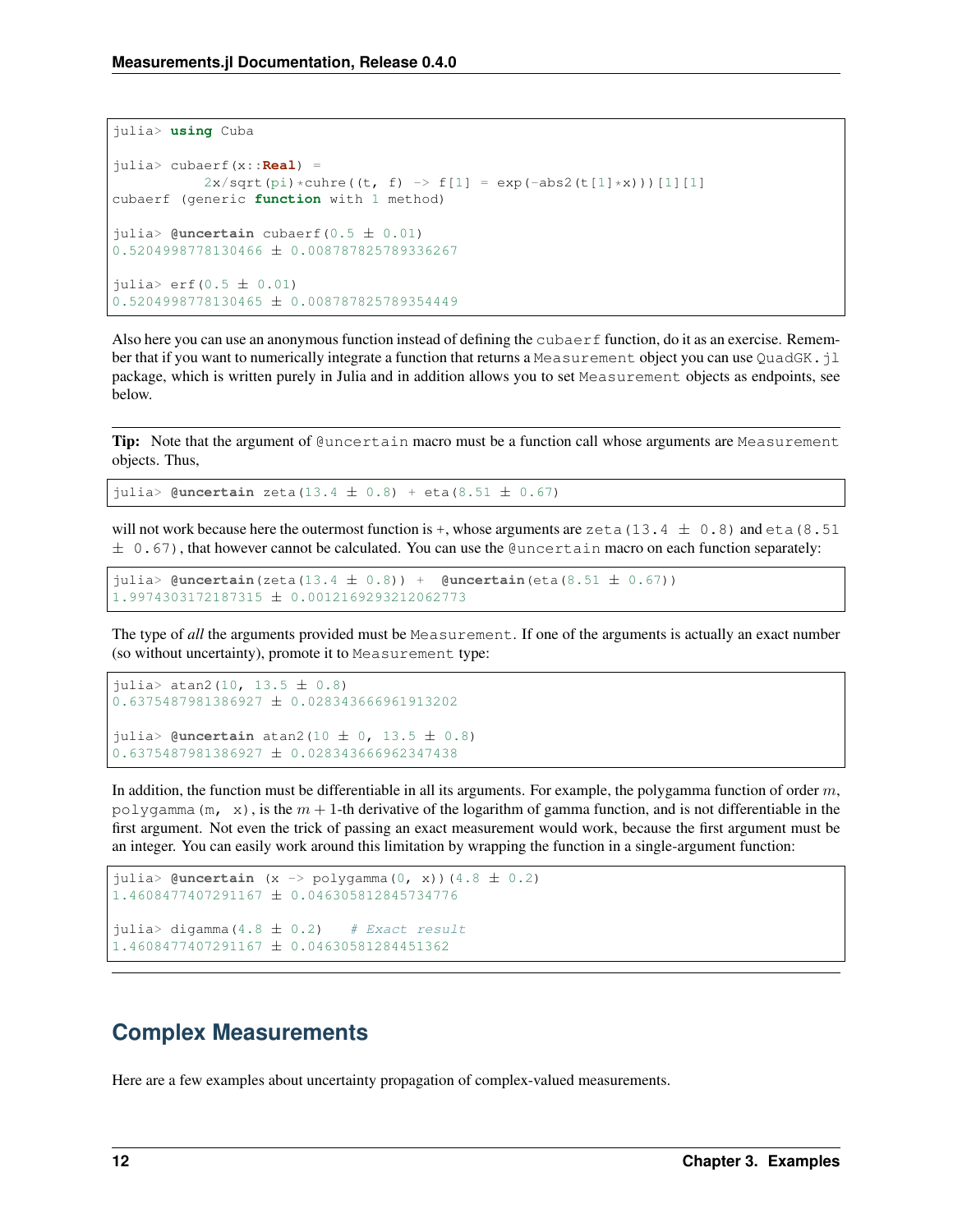```
julia> using Cuba

julia> cubaerf(x::Real) =
           2x/sqrt(pi)*cuhre((t, f) -> f[1] = exp(-abs2(t[1]*x)))[1][1]
cubaerf (generic function with 1 method)

julia> @uncertain cubaerf(0.5 ± 0.01)
0.5204998778130466 ± 0.008787825789336267

julia> erf(0.5 ± 0.01)
0.5204998778130465 ± 0.008787825789354449
```

Also here you can use an anonymous function instead of defining the `cubaerf` function, do it as an exercise. Remember that if you want to numerically integrate a function that returns a `Measurement` object you can use `QuadGK.jl` package, which is written purely in Julia and in addition allows you to set `Measurement` objects as endpoints, see below.

**Tip:** Note that the argument of `@uncertain` macro must be a function call whose arguments are `Measurement` objects. Thus,

```
julia> @uncertain zeta(13.4 ± 0.8) + eta(8.51 ± 0.67)
```

will not work because here the outermost function is `+`, whose arguments are `zeta(13.4 ± 0.8)` and `eta(8.51 ± 0.67)`, that however cannot be calculated. You can use the `@uncertain` macro on each function separately:

```
julia> @uncertain(zeta(13.4 ± 0.8)) +  @uncertain(eta(8.51 ± 0.67))
1.9974303172187315 ± 0.0012169293212062773
```

The type of *all* the arguments provided must be `Measurement`. If one of the arguments is actually an exact number (so without uncertainty), promote it to `Measurement` type:

```
julia> atan2(10, 13.5 ± 0.8)
0.6375487981386927 ± 0.028343666961913202

julia> @uncertain atan2(10 ± 0, 13.5 ± 0.8)
0.6375487981386927 ± 0.028343666962347438
```

In addition, the function must be differentiable in all its arguments. For example, the polygamma function of order $m$, `polygamma(m, x)`, is the $m + 1$-th derivative of the logarithm of gamma function, and is not differentiable in the first argument. Not even the trick of passing an exact measurement would work, because the first argument must be an integer. You can easily work around this limitation by wrapping the function in a single-argument function:

```
julia> @uncertain (x -> polygamma(0, x))(4.8 ± 0.2)
1.4608477407291167 ± 0.046305812845734776

julia> digamma(4.8 ± 0.2)   # Exact result
1.4608477407291167 ± 0.04630581284451362
```

## Complex Measurements

Here are a few examples about uncertainty propagation of complex-valued measurements.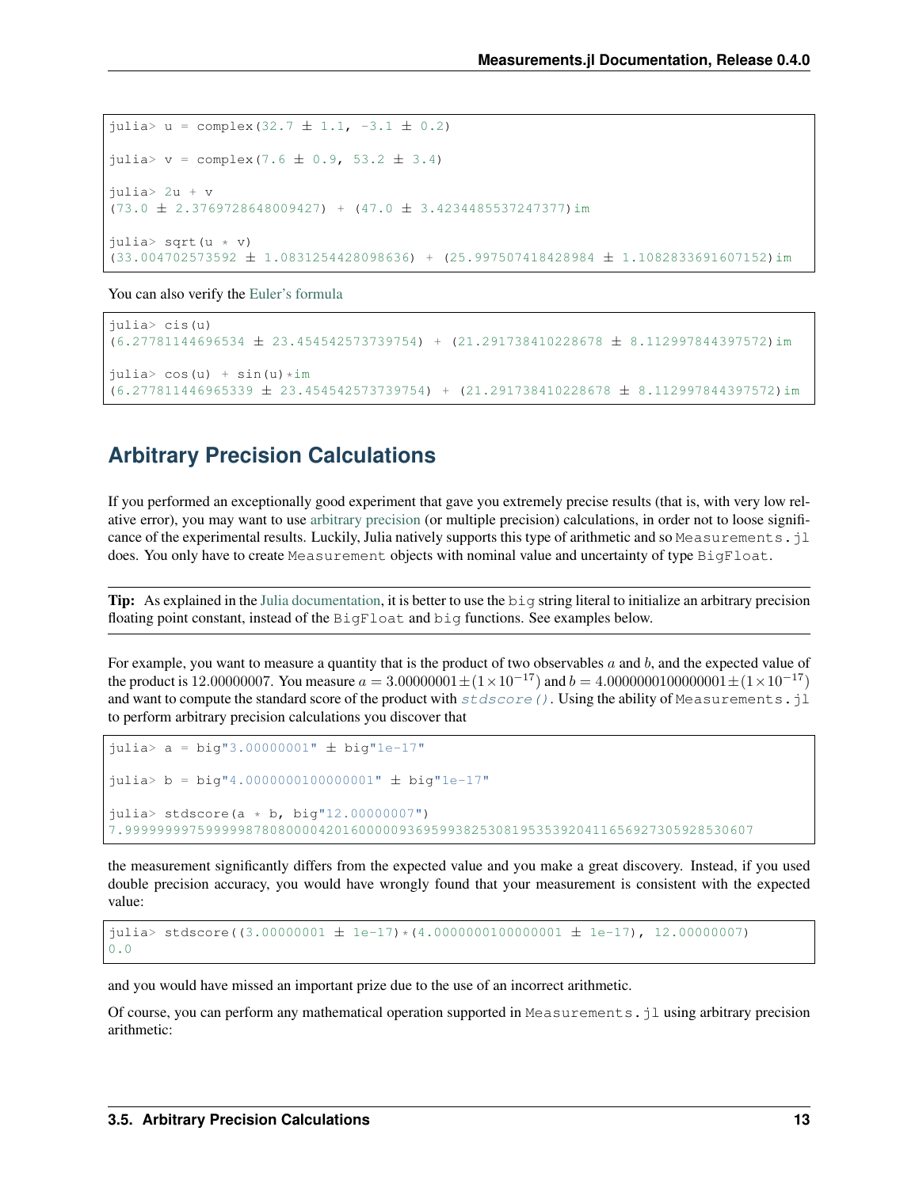```
julia> u = complex(32.7 ± 1.1, -3.1 ± 0.2)

julia> v = complex(7.6 ± 0.9, 53.2 ± 3.4)

julia> 2u + v
(73.0 ± 2.3769728648009427) + (47.0 ± 3.4234485537247377)im

julia> sqrt(u * v)
(33.004702573592 ± 1.0831254428098636) + (25.997507418428984 ± 1.1082833691607152)im
```

You can also verify the Euler's formula

```
julia> cis(u)
(6.27781144696534 ± 23.454542573739754) + (21.291738410228678 ± 8.112997844397572)im

julia> cos(u) + sin(u)*im
(6.277811446965339 ± 23.454542573739754) + (21.291738410228678 ± 8.112997844397572)im
```

## Arbitrary Precision Calculations

If you performed an exceptionally good experiment that gave you extremely precise results (that is, with very low relative error), you may want to use arbitrary precision (or multiple precision) calculations, in order not to loose significance of the experimental results. Luckily, Julia natively supports this type of arithmetic and so `Measurements.jl` does. You only have to create `Measurement` objects with nominal value and uncertainty of type `BigFloat`.

**Tip:** As explained in the Julia documentation, it is better to use the `big` string literal to initialize an arbitrary precision floating point constant, instead of the `BigFloat` and `big` functions. See examples below.

For example, you want to measure a quantity that is the product of two observables $a$ and $b$, and the expected value of the product is $12.00000007$. You measure $a = 3.00000001 \pm (1 \times 10^{-17})$ and $b = 4.0000000100000001 \pm (1 \times 10^{-17})$ and want to compute the standard score of the product with *stdscore()*. Using the ability of `Measurements.jl` to perform arbitrary precision calculations you discover that

```
julia> a = big"3.00000001" ± big"1e-17"

julia> b = big"4.0000000100000001" ± big"1e-17"

julia> stdscore(a * b, big"12.00000007")
7.999999997599999878080000420160000093695993825308195353920411656927305928530607
```

the measurement significantly differs from the expected value and you make a great discovery. Instead, if you used double precision accuracy, you would have wrongly found that your measurement is consistent with the expected value:

```
julia> stdscore((3.00000001 ± 1e-17)*(4.0000000100000001 ± 1e-17), 12.00000007)
0.0
```

and you would have missed an important prize due to the use of an incorrect arithmetic.

Of course, you can perform any mathematical operation supported in `Measurements.jl` using arbitrary precision arithmetic: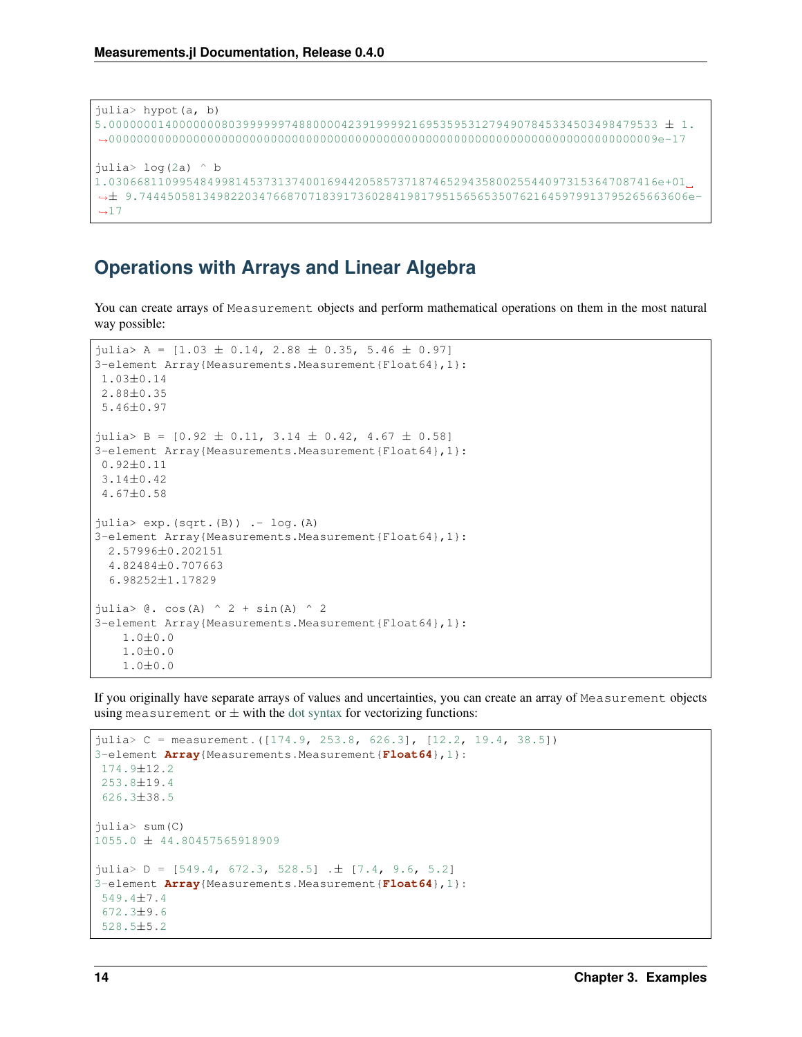```
julia> hypot(a, b)
5.00000001400000008039999997488000042391999921695359531279490784533450349847953​3 ± 1.
↪000000000000000000000000000000000000000000000000000000000000000000000000009e-17

julia> log(2a) ^ b
1.030668110995484998145373137400169442058573718746529435800255440973153647087416e+01␣
↪± 9.744450581349822034766870718391736028419817951565653507621645979913795265663606e-
↪17
```

## Operations with Arrays and Linear Algebra

You can create arrays of `Measurement` objects and perform mathematical operations on them in the most natural way possible:

```
julia> A = [1.03 ± 0.14, 2.88 ± 0.35, 5.46 ± 0.97]
3-element Array{Measurements.Measurement{Float64},1}:
 1.03±0.14
 2.88±0.35
 5.46±0.97

julia> B = [0.92 ± 0.11, 3.14 ± 0.42, 4.67 ± 0.58]
3-element Array{Measurements.Measurement{Float64},1}:
 0.92±0.11
 3.14±0.42
 4.67±0.58

julia> exp.(sqrt.(B)) .- log.(A)
3-element Array{Measurements.Measurement{Float64},1}:
  2.57996±0.202151
  4.82484±0.707663
  6.98252±1.17829

julia> @. cos(A) ^ 2 + sin(A) ^ 2
3-element Array{Measurements.Measurement{Float64},1}:
    1.0±0.0
    1.0±0.0
    1.0±0.0
```

If you originally have separate arrays of values and uncertainties, you can create an array of `Measurement` objects using `measurement` or ± with the dot syntax for vectorizing functions:

```
julia> C = measurement.([174.9, 253.8, 626.3], [12.2, 19.4, 38.5])
3-element Array{Measurements.Measurement{Float64},1}:
 174.9±12.2
 253.8±19.4
 626.3±38.5

julia> sum(C)
1055.0 ± 44.80457565918909

julia> D = [549.4, 672.3, 528.5] .± [7.4, 9.6, 5.2]
3-element Array{Measurements.Measurement{Float64},1}:
 549.4±7.4
 672.3±9.6
 528.5±5.2
```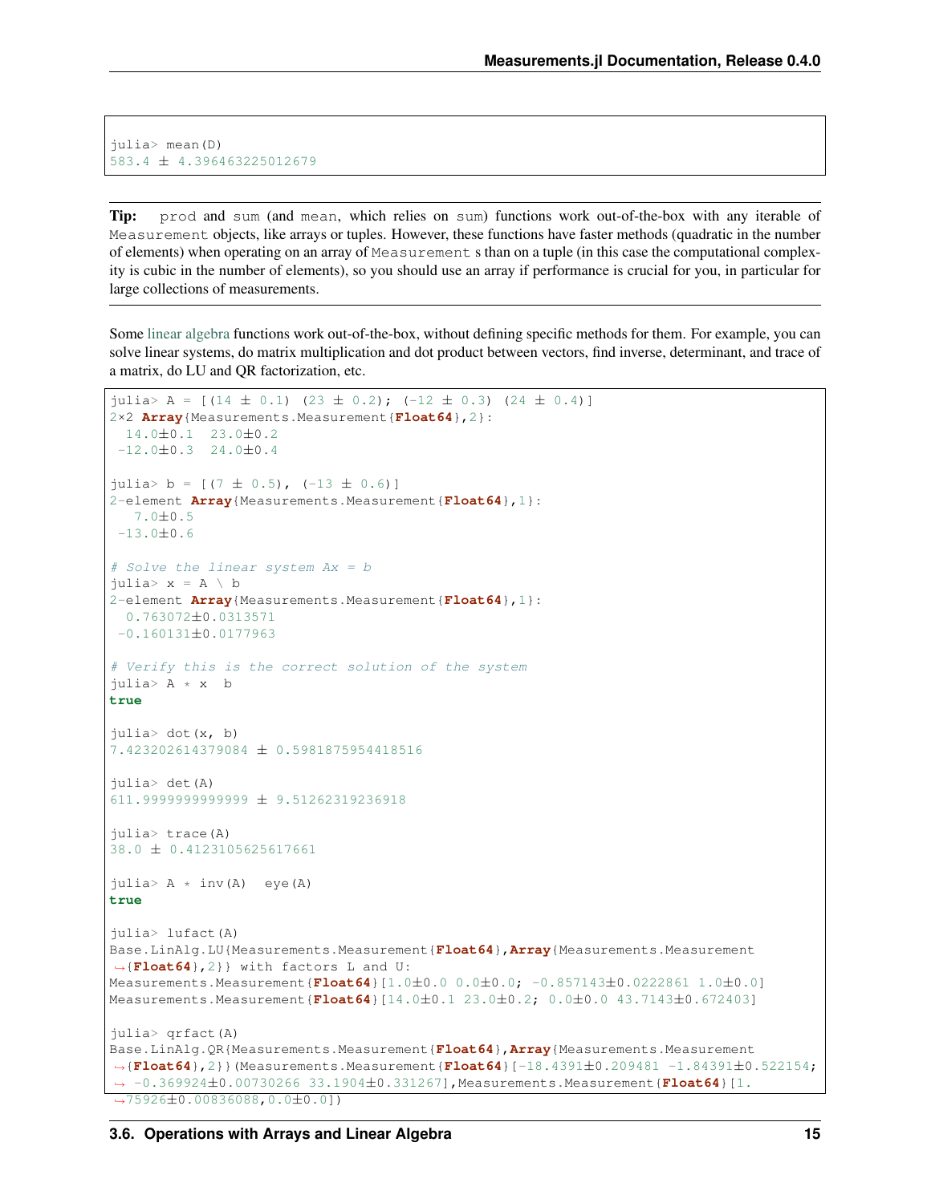```
julia> mean(D)
583.4 ± 4.396463225012679
```

**Tip:** prod and sum (and mean, which relies on sum) functions work out-of-the-box with any iterable of Measurement objects, like arrays or tuples. However, these functions have faster methods (quadratic in the number of elements) when operating on an array of Measurement s than on a tuple (in this case the computational complexity is cubic in the number of elements), so you should use an array if performance is crucial for you, in particular for large collections of measurements.

Some linear algebra functions work out-of-the-box, without defining specific methods for them. For example, you can solve linear systems, do matrix multiplication and dot product between vectors, find inverse, determinant, and trace of a matrix, do LU and QR factorization, etc.

```
julia> A = [(14 ± 0.1) (23 ± 0.2); (-12 ± 0.3) (24 ± 0.4)]
2×2 Array{Measurements.Measurement{Float64},2}:
  14.0±0.1  23.0±0.2
 -12.0±0.3  24.0±0.4

julia> b = [(7 ± 0.5), (-13 ± 0.6)]
2-element Array{Measurements.Measurement{Float64},1}:
   7.0±0.5
 -13.0±0.6

# Solve the linear system Ax = b
julia> x = A \ b
2-element Array{Measurements.Measurement{Float64},1}:
  0.763072±0.0313571
 -0.160131±0.0177963

# Verify this is the correct solution of the system
julia> A * x  b
true

julia> dot(x, b)
7.423202614379084 ± 0.5981875954418516

julia> det(A)
611.9999999999999 ± 9.51262319236918

julia> trace(A)
38.0 ± 0.4123105625617661

julia> A * inv(A)  eye(A)
true

julia> lufact(A)
Base.LinAlg.LU{Measurements.Measurement{Float64},Array{Measurements.Measurement
↪{Float64},2}} with factors L and U:
Measurements.Measurement{Float64}[1.0±0.0 0.0±0.0; -0.857143±0.0222861 1.0±0.0]
Measurements.Measurement{Float64}[14.0±0.1 23.0±0.2; 0.0±0.0 43.7143±0.672403]

julia> qrfact(A)
Base.LinAlg.QR{Measurements.Measurement{Float64},Array{Measurements.Measurement
↪{Float64},2}}(Measurements.Measurement{Float64}[-18.4391±0.209481 -1.84391±0.522154;
↪ -0.369924±0.00730266 33.1904±0.331267],Measurements.Measurement{Float64}[1.
↪75926±0.00836088,0.0±0.0])
```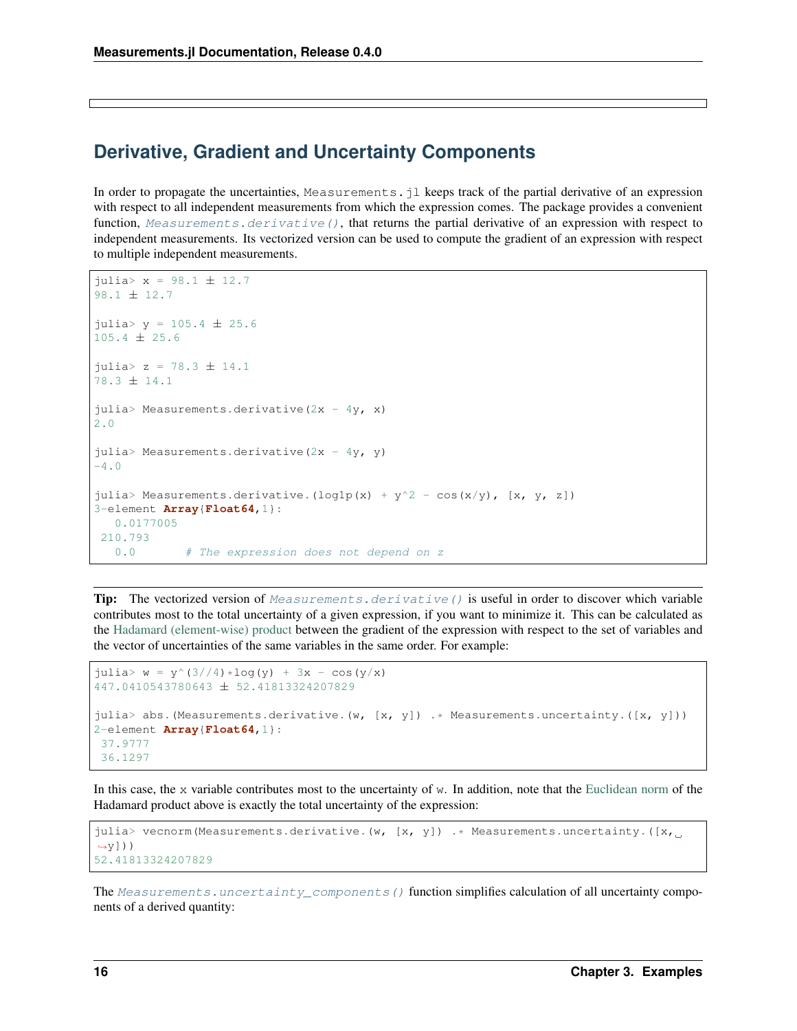## Derivative, Gradient and Uncertainty Components

In order to propagate the uncertainties, `Measurements.jl` keeps track of the partial derivative of an expression with respect to all independent measurements from which the expression comes. The package provides a convenient function, *Measurements.derivative()*, that returns the partial derivative of an expression with respect to independent measurements. Its vectorized version can be used to compute the gradient of an expression with respect to multiple independent measurements.

```
julia> x = 98.1 ± 12.7
98.1 ± 12.7

julia> y = 105.4 ± 25.6
105.4 ± 25.6

julia> z = 78.3 ± 14.1
78.3 ± 14.1

julia> Measurements.derivative(2x - 4y, x)
2.0

julia> Measurements.derivative(2x - 4y, y)
-4.0

julia> Measurements.derivative.(log1p(x) + y^2 - cos(x/y), [x, y, z])
3-element Array{Float64,1}:
   0.0177005
 210.793
   0.0       # The expression does not depend on z
```

**Tip:** The vectorized version of *Measurements.derivative()* is useful in order to discover which variable contributes most to the total uncertainty of a given expression, if you want to minimize it. This can be calculated as the Hadamard (element-wise) product between the gradient of the expression with respect to the set of variables and the vector of uncertainties of the same variables in the same order. For example:

```
julia> w = y^(3//4)*log(y) + 3x - cos(y/x)
447.0410543780643 ± 52.41813324207829

julia> abs.(Measurements.derivative.(w, [x, y]) .* Measurements.uncertainty.([x, y]))
2-element Array{Float64,1}:
 37.9777
 36.1297
```

In this case, the `x` variable contributes most to the uncertainty of `w`. In addition, note that the Euclidean norm of the Hadamard product above is exactly the total uncertainty of the expression:

```
julia> vecnorm(Measurements.derivative.(w, [x, y]) .* Measurements.uncertainty.([x, y]))
52.41813324207829
```

The *Measurements.uncertainty_components()* function simplifies calculation of all uncertainty components of a derived quantity: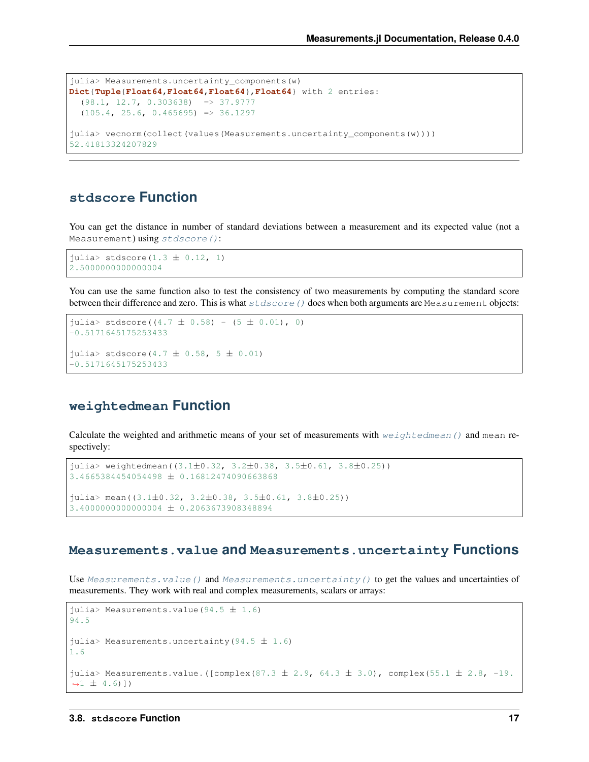```
julia> Measurements.uncertainty_components(w)
Dict{Tuple{Float64,Float64,Float64},Float64} with 2 entries:
  (98.1, 12.7, 0.303638)  => 37.9777
  (105.4, 25.6, 0.465695) => 36.1297

julia> vecnorm(collect(values(Measurements.uncertainty_components(w))))
52.41813324207829
```

## `stdscore` Function

You can get the distance in number of standard deviations between a measurement and its expected value (not a `Measurement`) using *`stdscore()`*:

```
julia> stdscore(1.3 ± 0.12, 1)
2.5000000000000004
```

You can use the same function also to test the consistency of two measurements by computing the standard score between their difference and zero. This is what *`stdscore()`* does when both arguments are `Measurement` objects:

```
julia> stdscore((4.7 ± 0.58) - (5 ± 0.01), 0)
-0.5171645175253433

julia> stdscore(4.7 ± 0.58, 5 ± 0.01)
-0.5171645175253433
```

## `weightedmean` Function

Calculate the weighted and arithmetic means of your set of measurements with *`weightedmean()`* and `mean` respectively:

```
julia> weightedmean((3.1±0.32, 3.2±0.38, 3.5±0.61, 3.8±0.25))
3.4665384454054498 ± 0.16812474090663868

julia> mean((3.1±0.32, 3.2±0.38, 3.5±0.61, 3.8±0.25))
3.4000000000000004 ± 0.2063673908348894
```

## `Measurements.value` and `Measurements.uncertainty` Functions

Use *`Measurements.value()`* and *`Measurements.uncertainty()`* to get the values and uncertainties of measurements. They work with real and complex measurements, scalars or arrays:

```
julia> Measurements.value(94.5 ± 1.6)
94.5

julia> Measurements.uncertainty(94.5 ± 1.6)
1.6

julia> Measurements.value.([complex(87.3 ± 2.9, 64.3 ± 3.0), complex(55.1 ± 2.8, -19.
↪1 ± 4.6)])
```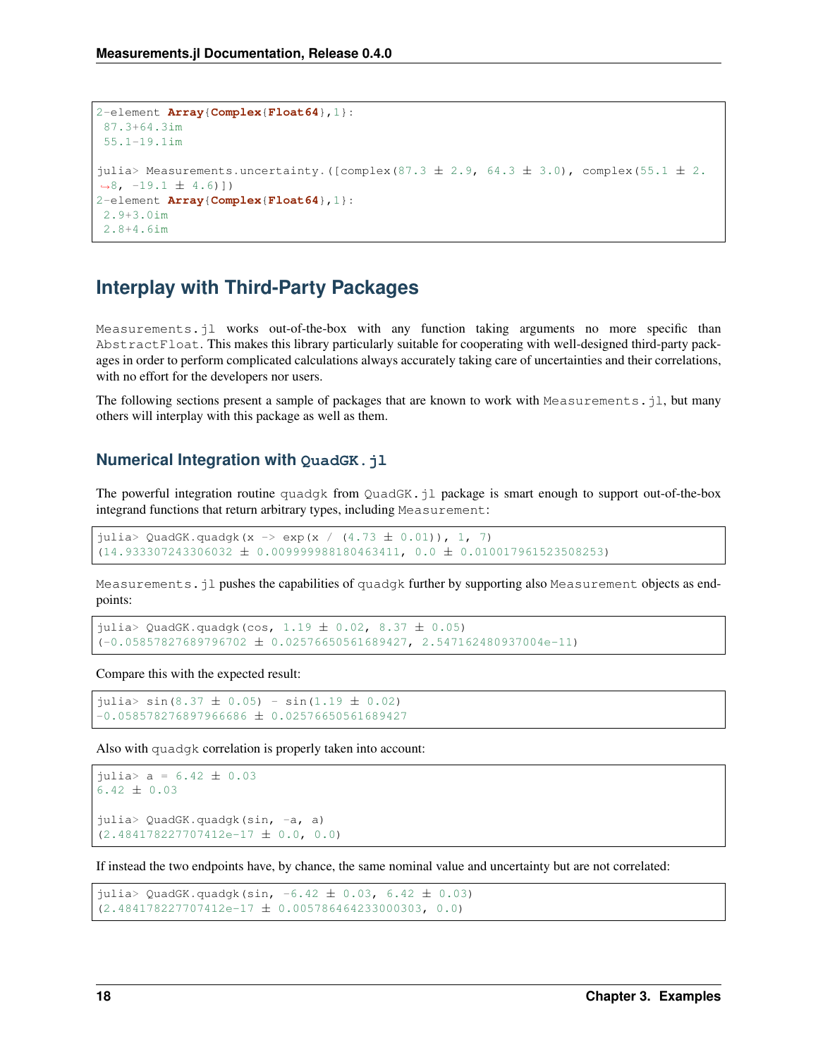```
2-element Array{Complex{Float64},1}:
 87.3+64.3im
 55.1-19.1im

julia> Measurements.uncertainty.([complex(87.3 ± 2.9, 64.3 ± 3.0), complex(55.1 ± 2.8, -19.1 ± 4.6)])
2-element Array{Complex{Float64},1}:
 2.9+3.0im
 2.8+4.6im
```

## Interplay with Third-Party Packages

`Measurements.jl` works out-of-the-box with any function taking arguments no more specific than `AbstractFloat`. This makes this library particularly suitable for cooperating with well-designed third-party packages in order to perform complicated calculations always accurately taking care of uncertainties and their correlations, with no effort for the developers nor users.

The following sections present a sample of packages that are known to work with `Measurements.jl`, but many others will interplay with this package as well as them.

### Numerical Integration with QuadGK.jl

The powerful integration routine `quadgk` from `QuadGK.jl` package is smart enough to support out-of-the-box integrand functions that return arbitrary types, including `Measurement`:

```
julia> QuadGK.quadgk(x -> exp(x / (4.73 ± 0.01)), 1, 7)
(14.933307243306032 ± 0.009999988180463411, 0.0 ± 0.010017961523508253)
```

`Measurements.jl` pushes the capabilities of `quadgk` further by supporting also `Measurement` objects as endpoints:

```
julia> QuadGK.quadgk(cos, 1.19 ± 0.02, 8.37 ± 0.05)
(-0.05857827689796702 ± 0.02576650561689427, 2.547162480937004e-11)
```

Compare this with the expected result:

```
julia> sin(8.37 ± 0.05) - sin(1.19 ± 0.02)
-0.058578276897966686 ± 0.02576650561689427
```

Also with `quadgk` correlation is properly taken into account:

```
julia> a = 6.42 ± 0.03
6.42 ± 0.03

julia> QuadGK.quadgk(sin, -a, a)
(2.484178227707412e-17 ± 0.0, 0.0)
```

If instead the two endpoints have, by chance, the same nominal value and uncertainty but are not correlated:

```
julia> QuadGK.quadgk(sin, -6.42 ± 0.03, 6.42 ± 0.03)
(2.484178227707412e-17 ± 0.005786464233000303, 0.0)
```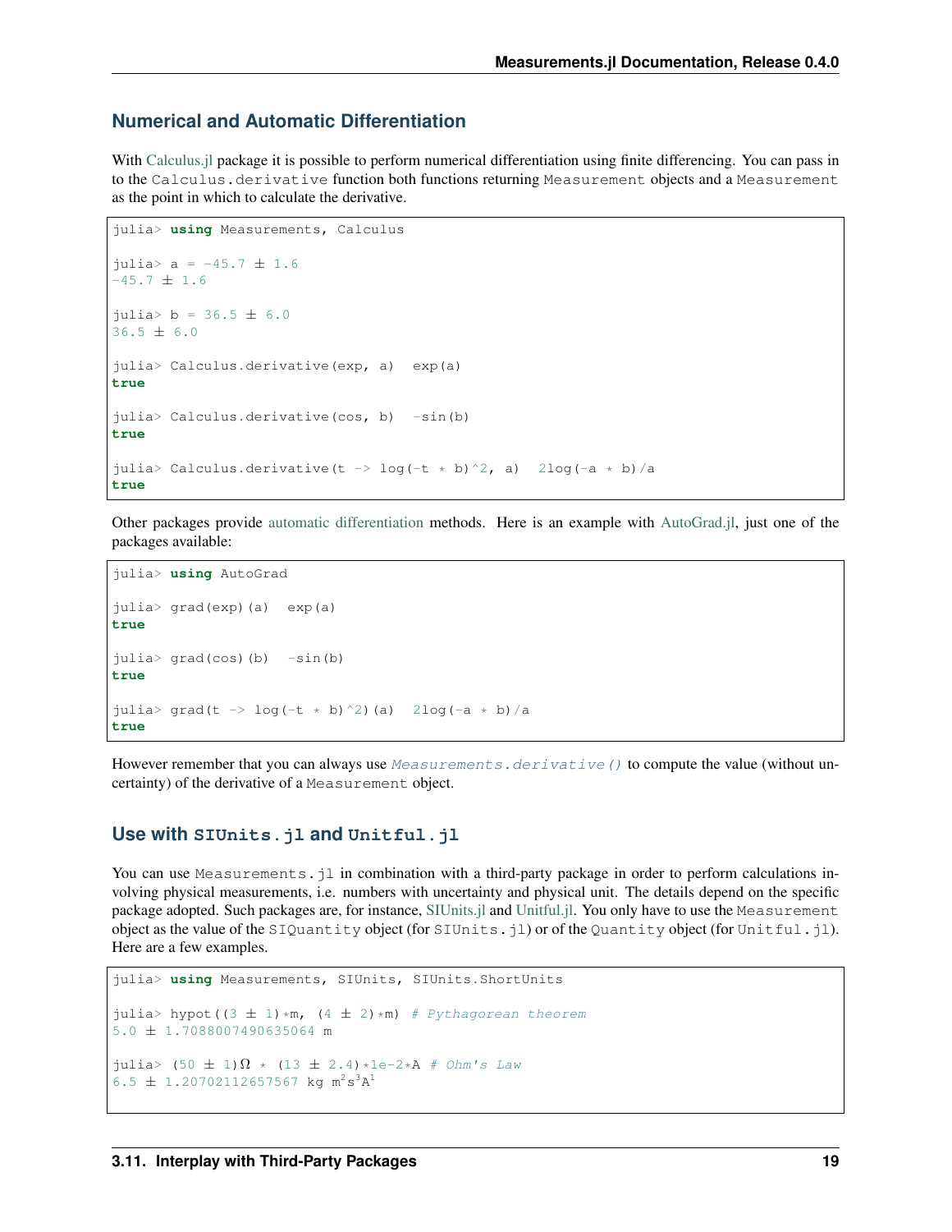## Numerical and Automatic Differentiation

With Calculus.jl package it is possible to perform numerical differentiation using finite differencing. You can pass in to the `Calculus.derivative` function both functions returning `Measurement` objects and a `Measurement` as the point in which to calculate the derivative.

```
julia> using Measurements, Calculus

julia> a = -45.7 ± 1.6
-45.7 ± 1.6

julia> b = 36.5 ± 6.0
36.5 ± 6.0

julia> Calculus.derivative(exp, a)  exp(a)
true

julia> Calculus.derivative(cos, b)  -sin(b)
true

julia> Calculus.derivative(t -> log(-t * b)^2, a)  2log(-a * b)/a
true
```

Other packages provide automatic differentiation methods. Here is an example with AutoGrad.jl, just one of the packages available:

```
julia> using AutoGrad

julia> grad(exp)(a)  exp(a)
true

julia> grad(cos)(b)  -sin(b)
true

julia> grad(t -> log(-t * b)^2)(a)  2log(-a * b)/a
true
```

However remember that you can always use *`Measurements.derivative()`* to compute the value (without uncertainty) of the derivative of a `Measurement` object.

## Use with `SIUnits.jl` and `Unitful.jl`

You can use `Measurements.jl` in combination with a third-party package in order to perform calculations involving physical measurements, i.e. numbers with uncertainty and physical unit. The details depend on the specific package adopted. Such packages are, for instance, SIUnits.jl and Unitful.jl. You only have to use the `Measurement` object as the value of the `SIQuantity` object (for `SIUnits.jl`) or of the `Quantity` object (for `Unitful.jl`). Here are a few examples.

```
julia> using Measurements, SIUnits, SIUnits.ShortUnits

julia> hypot((3 ± 1)*m, (4 ± 2)*m) # Pythagorean theorem
5.0 ± 1.7088007490635064 m

julia> (50 ± 1)Ω * (13 ± 2.4)*1e-2*A # Ohm's Law
6.5 ± 1.20702112657567 kg m²s³A¹
```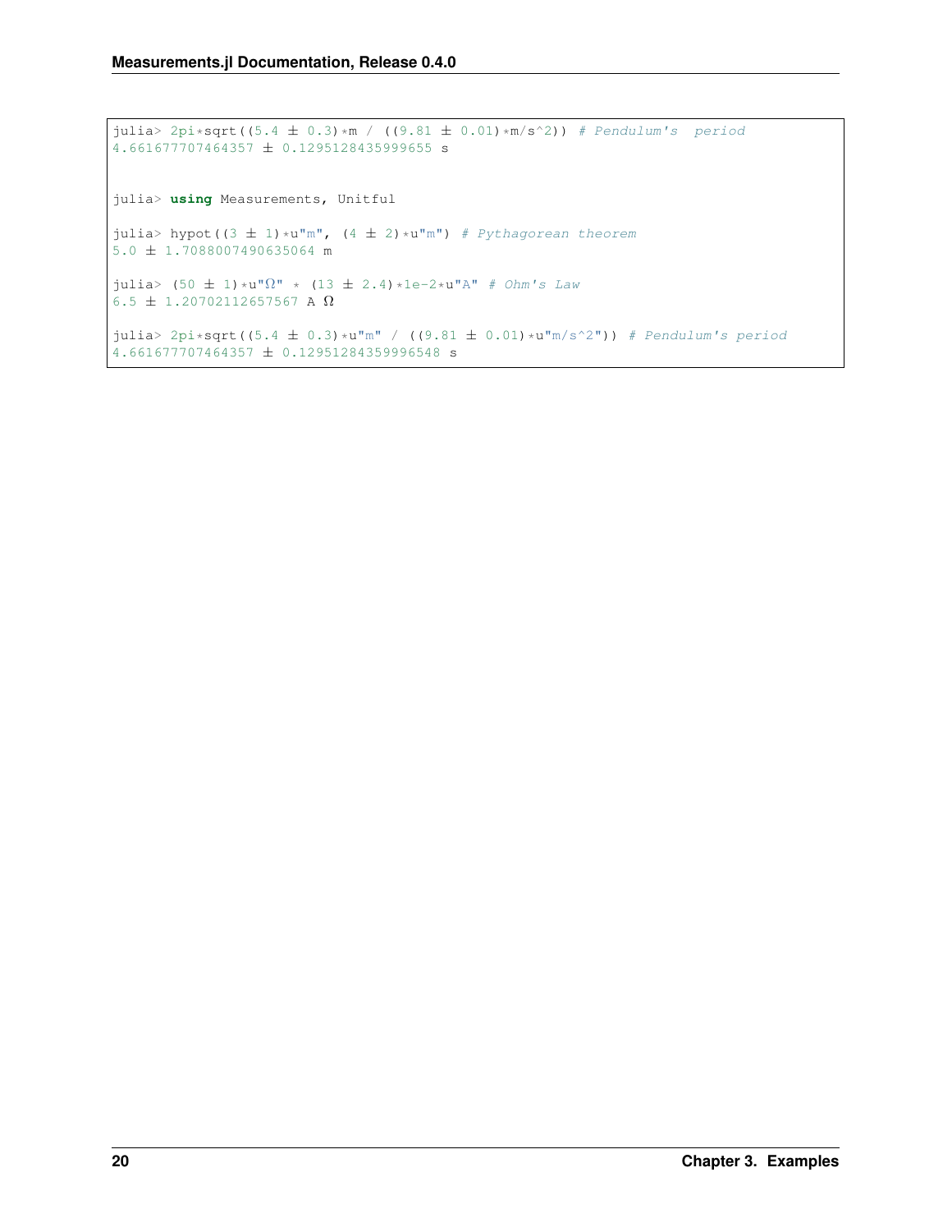```
julia> 2pi*sqrt((5.4 ± 0.3)*m / ((9.81 ± 0.01)*m/s^2)) # Pendulum's  period
4.661677707464357 ± 0.1295128435999655 s


julia> using Measurements, Unitful

julia> hypot((3 ± 1)*u"m", (4 ± 2)*u"m") # Pythagorean theorem
5.0 ± 1.7088007490635064 m

julia> (50 ± 1)*u"Ω" * (13 ± 2.4)*1e-2*u"A" # Ohm's Law
6.5 ± 1.20702112657567 A Ω

julia> 2pi*sqrt((5.4 ± 0.3)*u"m" / ((9.81 ± 0.01)*u"m/s^2")) # Pendulum's period
4.661677707464357 ± 0.12951284359996548 s
```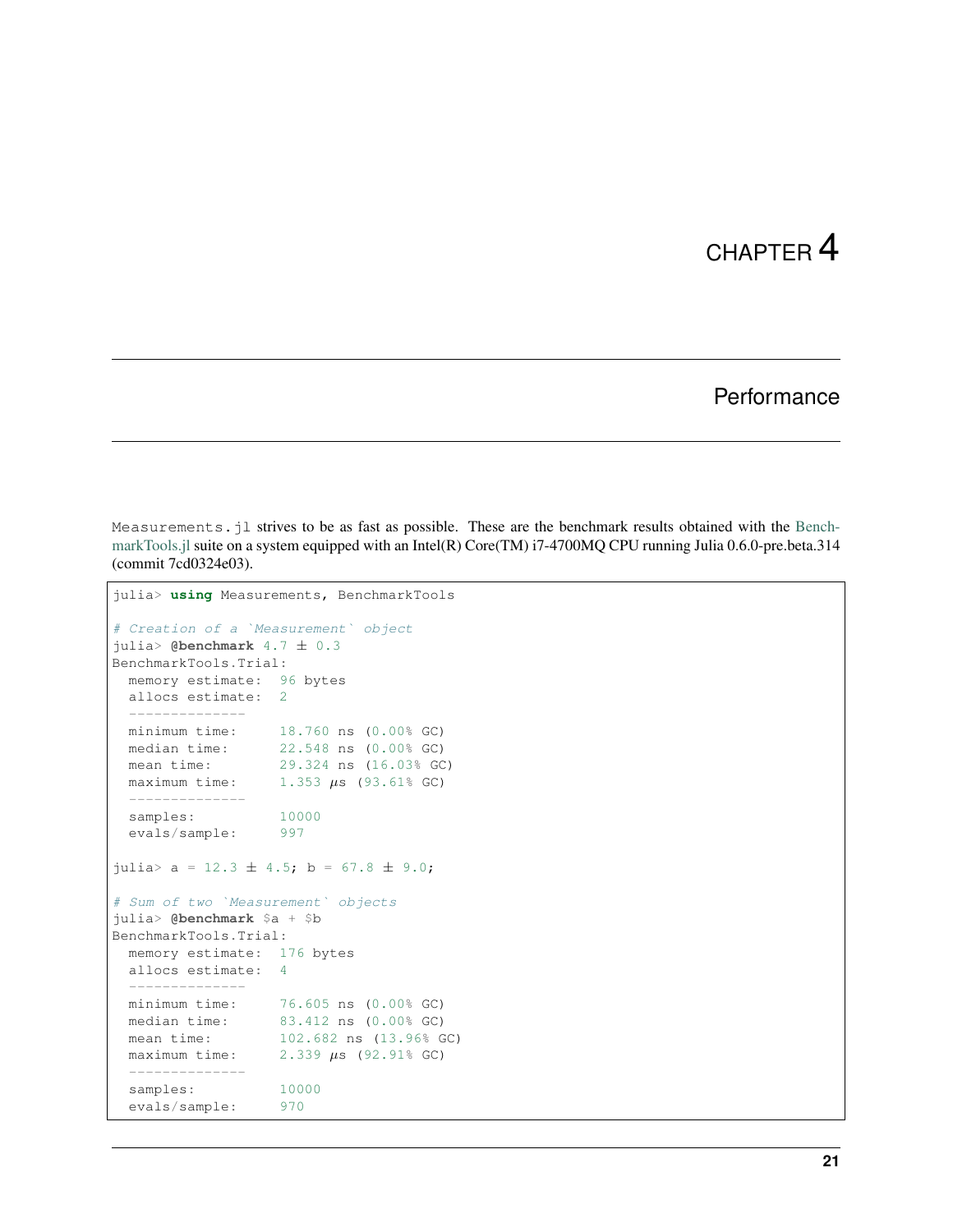# CHAPTER 4

## Performance

Measurements.jl strives to be as fast as possible. These are the benchmark results obtained with the BenchmarkTools.jl suite on a system equipped with an Intel(R) Core(TM) i7-4700MQ CPU running Julia 0.6.0-pre.beta.314 (commit 7cd0324e03).

```
julia> using Measurements, BenchmarkTools

# Creation of a `Measurement` object
julia> @benchmark 4.7 ± 0.3
BenchmarkTools.Trial:
  memory estimate:  96 bytes
  allocs estimate:  2
  --------------
  minimum time:     18.760 ns (0.00% GC)
  median time:      22.548 ns (0.00% GC)
  mean time:        29.324 ns (16.03% GC)
  maximum time:     1.353 μs (93.61% GC)
  --------------
  samples:          10000
  evals/sample:     997

julia> a = 12.3 ± 4.5; b = 67.8 ± 9.0;

# Sum of two `Measurement` objects
julia> @benchmark $a + $b
BenchmarkTools.Trial:
  memory estimate:  176 bytes
  allocs estimate:  4
  --------------
  minimum time:     76.605 ns (0.00% GC)
  median time:      83.412 ns (0.00% GC)
  mean time:        102.682 ns (13.96% GC)
  maximum time:     2.339 μs (92.91% GC)
  --------------
  samples:          10000
  evals/sample:     970
```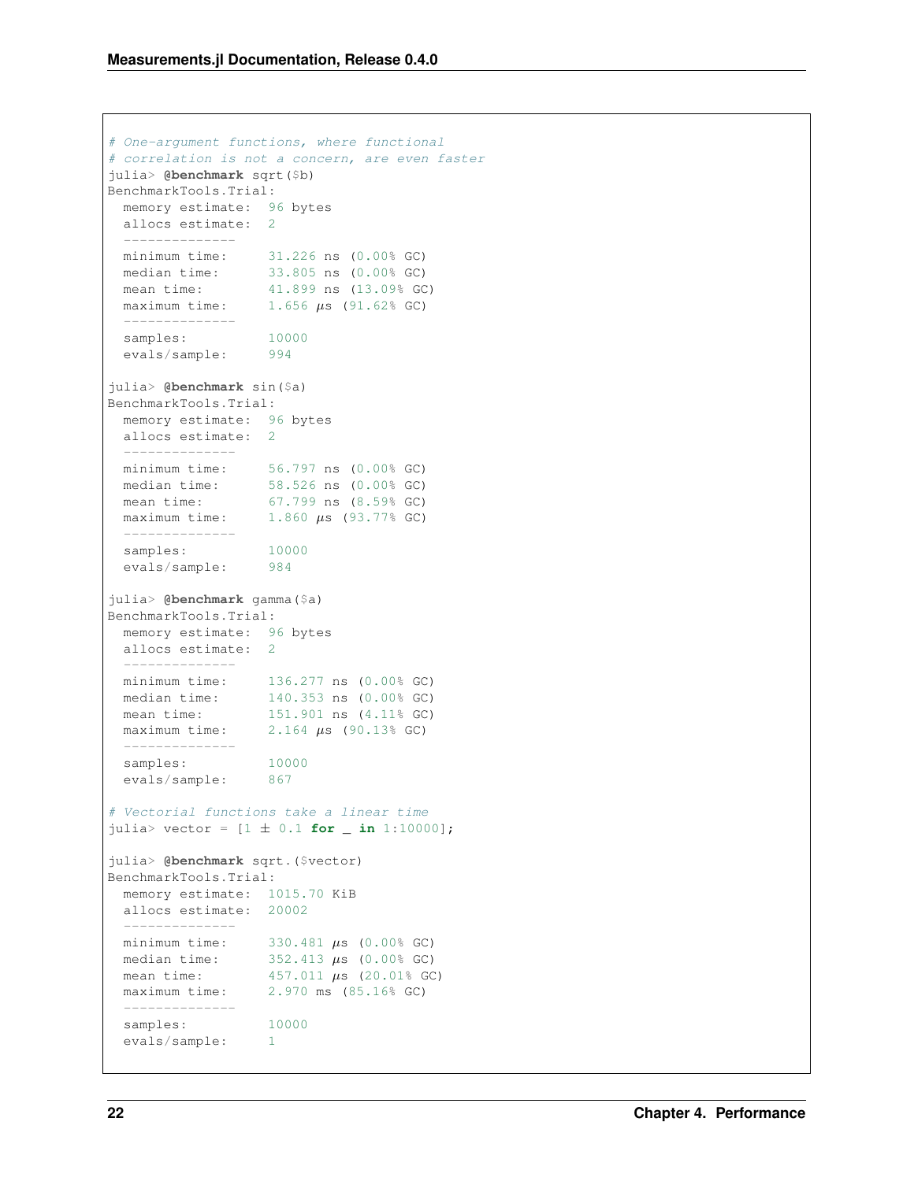```
# One-argument functions, where functional
# correlation is not a concern, are even faster
julia> @benchmark sqrt($b)
BenchmarkTools.Trial:
  memory estimate:  96 bytes
  allocs estimate:  2
  --------------
  minimum time:     31.226 ns (0.00% GC)
  median time:      33.805 ns (0.00% GC)
  mean time:        41.899 ns (13.09% GC)
  maximum time:     1.656 μs (91.62% GC)
  --------------
  samples:          10000
  evals/sample:     994

julia> @benchmark sin($a)
BenchmarkTools.Trial:
  memory estimate:  96 bytes
  allocs estimate:  2
  --------------
  minimum time:     56.797 ns (0.00% GC)
  median time:      58.526 ns (0.00% GC)
  mean time:        67.799 ns (8.59% GC)
  maximum time:     1.860 μs (93.77% GC)
  --------------
  samples:          10000
  evals/sample:     984

julia> @benchmark gamma($a)
BenchmarkTools.Trial:
  memory estimate:  96 bytes
  allocs estimate:  2
  --------------
  minimum time:     136.277 ns (0.00% GC)
  median time:      140.353 ns (0.00% GC)
  mean time:        151.901 ns (4.11% GC)
  maximum time:     2.164 μs (90.13% GC)
  --------------
  samples:          10000
  evals/sample:     867

# Vectorial functions take a linear time
julia> vector = [1 ± 0.1 for _ in 1:10000];

julia> @benchmark sqrt.($vector)
BenchmarkTools.Trial:
  memory estimate:  1015.70 KiB
  allocs estimate:  20002
  --------------
  minimum time:     330.481 μs (0.00% GC)
  median time:      352.413 μs (0.00% GC)
  mean time:        457.011 μs (20.01% GC)
  maximum time:     2.970 ms (85.16% GC)
  --------------
  samples:          10000
  evals/sample:     1
```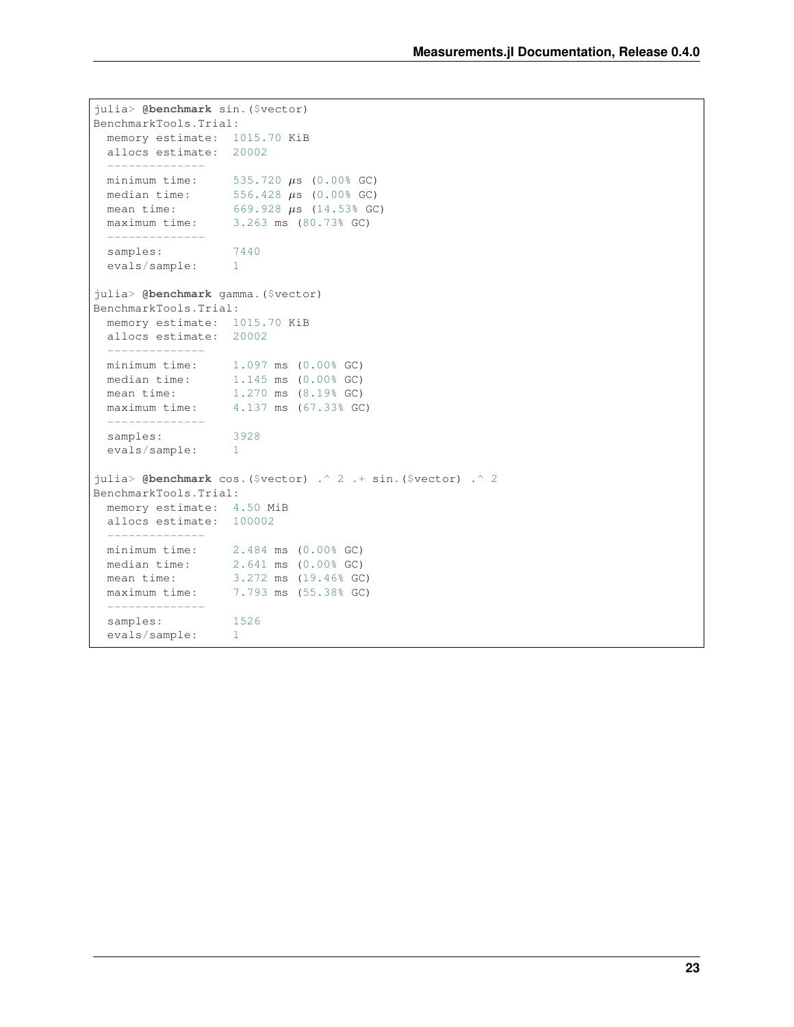```
julia> @benchmark sin.($vector)
BenchmarkTools.Trial:
  memory estimate:  1015.70 KiB
  allocs estimate:  20002
  --------------
  minimum time:     535.720 μs (0.00% GC)
  median time:      556.428 μs (0.00% GC)
  mean time:        669.928 μs (14.53% GC)
  maximum time:     3.263 ms (80.73% GC)
  --------------
  samples:          7440
  evals/sample:     1

julia> @benchmark gamma.($vector)
BenchmarkTools.Trial:
  memory estimate:  1015.70 KiB
  allocs estimate:  20002
  --------------
  minimum time:     1.097 ms (0.00% GC)
  median time:      1.145 ms (0.00% GC)
  mean time:        1.270 ms (8.19% GC)
  maximum time:     4.137 ms (67.33% GC)
  --------------
  samples:          3928
  evals/sample:     1

julia> @benchmark cos.($vector) .^ 2 .+ sin.($vector) .^ 2
BenchmarkTools.Trial:
  memory estimate:  4.50 MiB
  allocs estimate:  100002
  --------------
  minimum time:     2.484 ms (0.00% GC)
  median time:      2.641 ms (0.00% GC)
  mean time:        3.272 ms (19.46% GC)
  maximum time:     7.793 ms (55.38% GC)
  --------------
  samples:          1526
  evals/sample:     1
```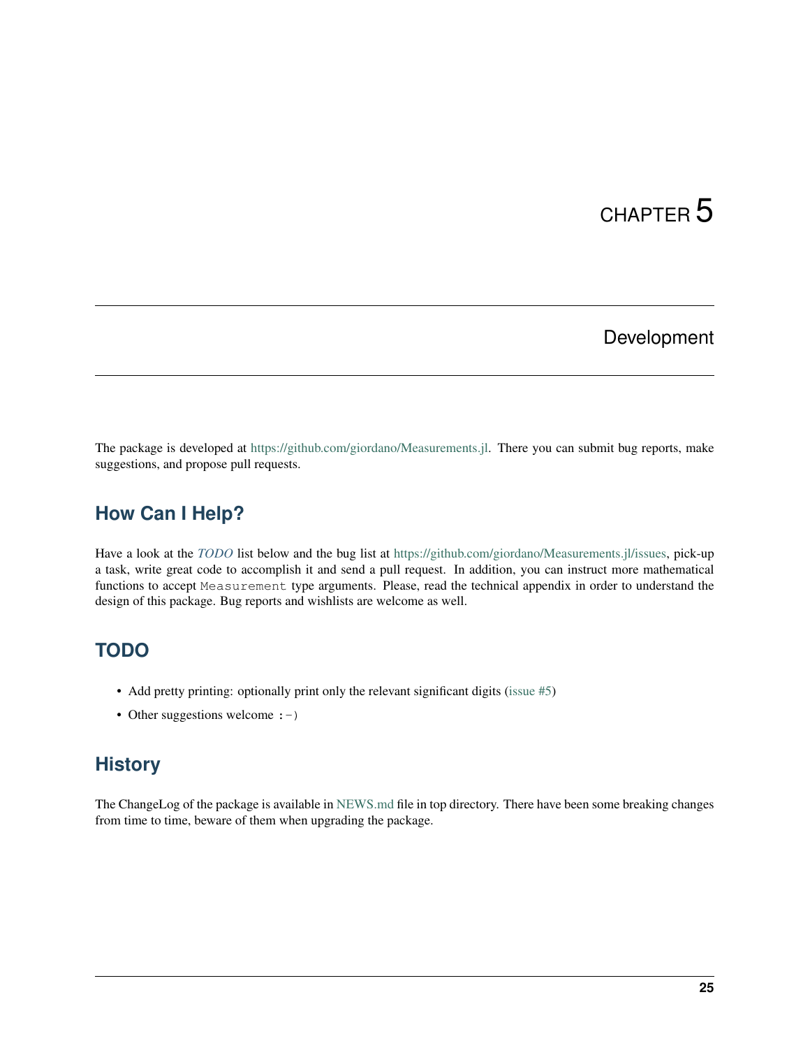# CHAPTER 5

## Development

The package is developed at https://github.com/giordano/Measurements.jl. There you can submit bug reports, make suggestions, and propose pull requests.

### How Can I Help?

Have a look at the *TODO* list below and the bug list at https://github.com/giordano/Measurements.jl/issues, pick-up a task, write great code to accomplish it and send a pull request. In addition, you can instruct more mathematical functions to accept `Measurement` type arguments. Please, read the technical appendix in order to understand the design of this package. Bug reports and wishlists are welcome as well.

### TODO

- Add pretty printing: optionally print only the relevant significant digits (issue #5)
- Other suggestions welcome `:-)`

### History

The ChangeLog of the package is available in NEWS.md file in top directory. There have been some breaking changes from time to time, beware of them when upgrading the package.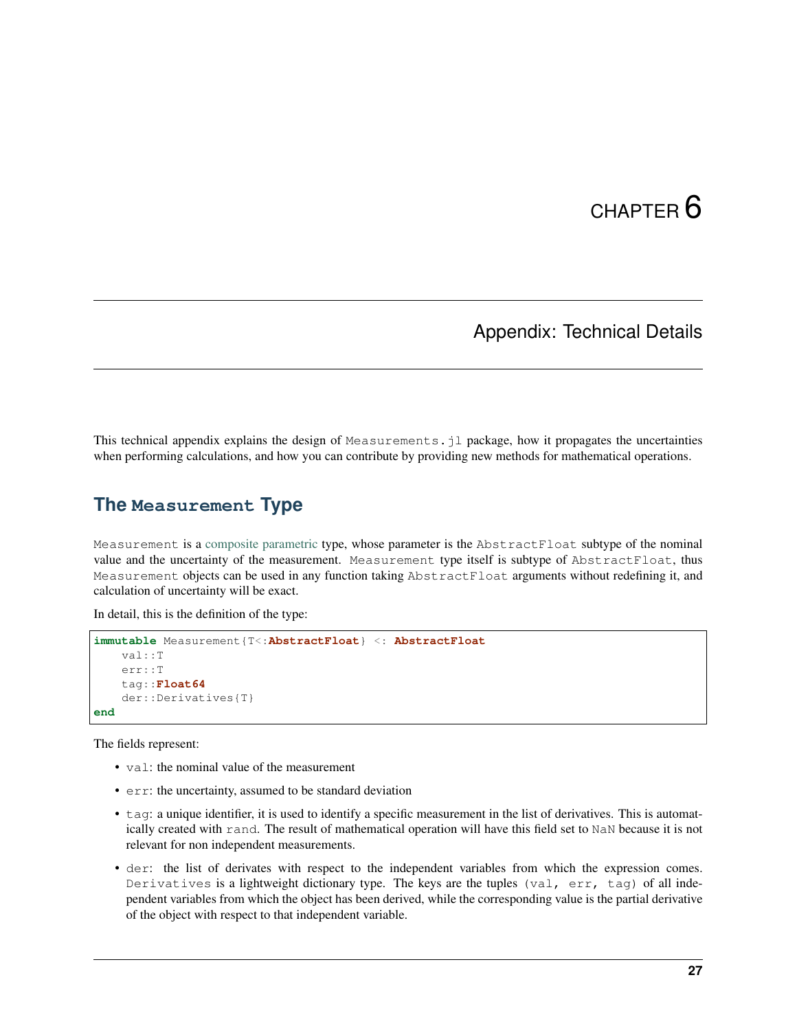# CHAPTER 6

## Appendix: Technical Details

This technical appendix explains the design of `Measurements.jl` package, how it propagates the uncertainties when performing calculations, and how you can contribute by providing new methods for mathematical operations.

### The `Measurement` Type

`Measurement` is a composite parametric type, whose parameter is the `AbstractFloat` subtype of the nominal value and the uncertainty of the measurement. `Measurement` type itself is subtype of `AbstractFloat`, thus `Measurement` objects can be used in any function taking `AbstractFloat` arguments without redefining it, and calculation of uncertainty will be exact.

In detail, this is the definition of the type:

```
immutable Measurement{T<:AbstractFloat} <: AbstractFloat
    val::T
    err::T
    tag::Float64
    der::Derivatives{T}
end
```

The fields represent:

- `val`: the nominal value of the measurement
- `err`: the uncertainty, assumed to be standard deviation
- `tag`: a unique identifier, it is used to identify a specific measurement in the list of derivatives. This is automatically created with `rand`. The result of mathematical operation will have this field set to `NaN` because it is not relevant for non independent measurements.
- `der`: the list of derivates with respect to the independent variables from which the expression comes. `Derivatives` is a lightweight dictionary type. The keys are the tuples `(val, err, tag)` of all independent variables from which the object has been derived, while the corresponding value is the partial derivative of the object with respect to that independent variable.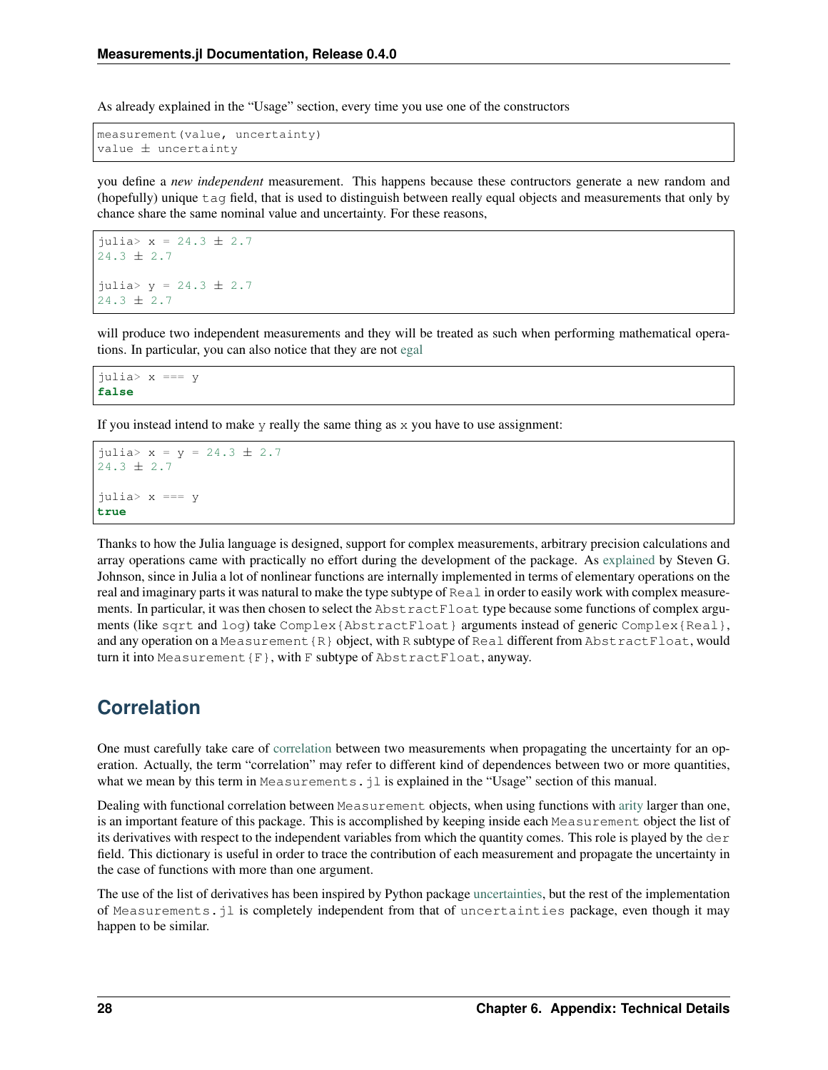As already explained in the "Usage" section, every time you use one of the constructors

```
measurement(value, uncertainty)
value ± uncertainty
```

you define a *new independent* measurement. This happens because these contructors generate a new random and (hopefully) unique `tag` field, that is used to distinguish between really equal objects and measurements that only by chance share the same nominal value and uncertainty. For these reasons,

```
julia> x = 24.3 ± 2.7
24.3 ± 2.7

julia> y = 24.3 ± 2.7
24.3 ± 2.7
```

will produce two independent measurements and they will be treated as such when performing mathematical operations. In particular, you can also notice that they are not egal

```
julia> x === y
false
```

If you instead intend to make `y` really the same thing as `x` you have to use assignment:

```
julia> x = y = 24.3 ± 2.7
24.3 ± 2.7

julia> x === y
true
```

Thanks to how the Julia language is designed, support for complex measurements, arbitrary precision calculations and array operations came with practically no effort during the development of the package. As explained by Steven G. Johnson, since in Julia a lot of nonlinear functions are internally implemented in terms of elementary operations on the real and imaginary parts it was natural to make the type subtype of `Real` in order to easily work with complex measurements. In particular, it was then chosen to select the `AbstractFloat` type because some functions of complex arguments (like `sqrt` and `log`) take `Complex{AbstractFloat}` arguments instead of generic `Complex{Real}`, and any operation on a `Measurement{R}` object, with `R` subtype of `Real` different from `AbstractFloat`, would turn it into `Measurement{F}`, with `F` subtype of `AbstractFloat`, anyway.

## Correlation

One must carefully take care of correlation between two measurements when propagating the uncertainty for an operation. Actually, the term "correlation" may refer to different kind of dependences between two or more quantities, what we mean by this term in `Measurements.jl` is explained in the "Usage" section of this manual.

Dealing with functional correlation between `Measurement` objects, when using functions with arity larger than one, is an important feature of this package. This is accomplished by keeping inside each `Measurement` object the list of its derivatives with respect to the independent variables from which the quantity comes. This role is played by the `der` field. This dictionary is useful in order to trace the contribution of each measurement and propagate the uncertainty in the case of functions with more than one argument.

The use of the list of derivatives has been inspired by Python package uncertainties, but the rest of the implementation of `Measurements.jl` is completely independent from that of `uncertainties` package, even though it may happen to be similar.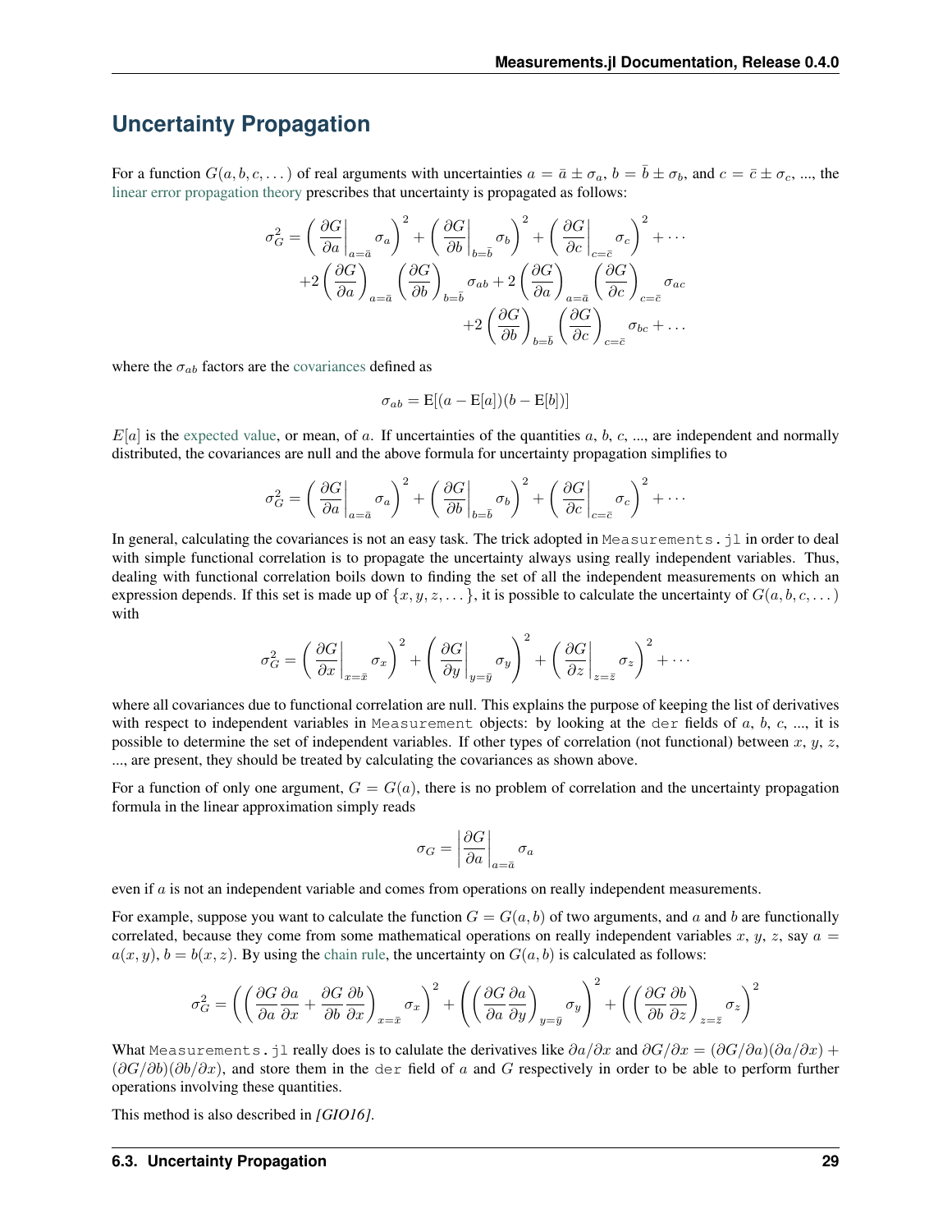## Uncertainty Propagation

For a function $G(a, b, c, \dots)$ of real arguments with uncertainties $a = \bar{a} \pm \sigma_a$, $b = \bar{b} \pm \sigma_b$, and $c = \bar{c} \pm \sigma_c$, ..., the linear error propagation theory prescribes that uncertainty is propagated as follows:

$$
\begin{aligned}
\sigma_G^2 = \left( \left.\frac{\partial G}{\partial a}\right\vert_{a = \bar{a}} \sigma_a \right)^2 + \left( \left.\frac{\partial G}{\partial b}\right\vert_{b = \bar{b}} \sigma_b \right)^2 + \left( \left.\frac{\partial G}{\partial c}\right\vert_{c = \bar{c}} \sigma_c \right)^2 + \cdots \\
+ 2 \left(\frac{\partial G}{\partial a}\right)_{a = \bar{a}} \left(\frac{\partial G}{\partial b}\right)_{b = \bar{b}} \sigma_{ab} + 2 \left(\frac{\partial G}{\partial a}\right)_{a = \bar{a}} \left(\frac{\partial G}{\partial c}\right)_{c = \bar{c}} \sigma_{ac} \\
+ 2 \left(\frac{\partial G}{\partial b}\right)_{b = \bar{b}} \left(\frac{\partial G}{\partial c}\right)_{c = \bar{c}} \sigma_{bc} + \dots
\end{aligned}
$$

where the $\sigma_{ab}$ factors are the covariances defined as

$$
\sigma_{ab} = \mathrm{E}[(a - \mathrm{E}[a])(b - \mathrm{E}[b])]
$$

$E[a]$ is the expected value, or mean, of $a$. If uncertainties of the quantities $a$, $b$, $c$, ..., are independent and normally distributed, the covariances are null and the above formula for uncertainty propagation simplifies to

$$
\sigma_G^2 = \left( \left.\frac{\partial G}{\partial a}\right\vert_{a = \bar{a}} \sigma_a \right)^2 + \left( \left.\frac{\partial G}{\partial b}\right\vert_{b = \bar{b}} \sigma_b \right)^2 + \left( \left.\frac{\partial G}{\partial c}\right\vert_{c = \bar{c}} \sigma_c \right)^2 + \cdots
$$

In general, calculating the covariances is not an easy task. The trick adopted in `Measurements.jl` in order to deal with simple functional correlation is to propagate the uncertainty always using really independent variables. Thus, dealing with functional correlation boils down to finding the set of all the independent measurements on which an expression depends. If this set is made up of $\{x, y, z, \dots\}$, it is possible to calculate the uncertainty of $G(a, b, c, \dots)$ with

$$
\sigma_G^2 = \left( \left.\frac{\partial G}{\partial x}\right\vert_{x = \bar{x}} \sigma_x \right)^2 + \left( \left.\frac{\partial G}{\partial y}\right\vert_{y = \bar{y}} \sigma_y \right)^2 + \left( \left.\frac{\partial G}{\partial z}\right\vert_{z = \bar{z}} \sigma_z \right)^2 + \cdots
$$

where all covariances due to functional correlation are null. This explains the purpose of keeping the list of derivatives with respect to independent variables in `Measurement` objects: by looking at the `der` fields of $a$, $b$, $c$, ..., it is possible to determine the set of independent variables. If other types of correlation (not functional) between $x$, $y$, $z$, ..., are present, they should be treated by calculating the covariances as shown above.

For a function of only one argument, $G = G(a)$, there is no problem of correlation and the uncertainty propagation formula in the linear approximation simply reads

$$
\sigma_G = \left\vert \frac{\partial G}{\partial a} \right\vert_{a = \bar{a}} \sigma_a
$$

even if $a$ is not an independent variable and comes from operations on really independent measurements.

For example, suppose you want to calculate the function $G = G(a, b)$ of two arguments, and $a$ and $b$ are functionally correlated, because they come from some mathematical operations on really independent variables $x$, $y$, $z$, say $a = a(x, y)$, $b = b(x, z)$. By using the chain rule, the uncertainty on $G(a, b)$ is calculated as follows:

$$
\sigma_G^2 = \left( \left( \frac{\partial G}{\partial a}\frac{\partial a}{\partial x} + \frac{\partial G}{\partial b}\frac{\partial b}{\partial x} \right)_{x = \bar{x}} \sigma_x \right)^2 + \left( \left( \frac{\partial G}{\partial a}\frac{\partial a}{\partial y} \right)_{y = \bar{y}} \sigma_y \right)^2 + \left( \left( \frac{\partial G}{\partial b}\frac{\partial b}{\partial z} \right)_{z = \bar{z}} \sigma_z \right)^2
$$

What `Measurements.jl` really does is to calulate the derivatives like $\partial a / \partial x$ and $\partial G / \partial x = (\partial G / \partial a)(\partial a / \partial x) + (\partial G / \partial b)(\partial b / \partial x)$, and store them in the `der` field of $a$ and $G$ respectively in order to be able to perform further operations involving these quantities.

This method is also described in *[GIO16]*.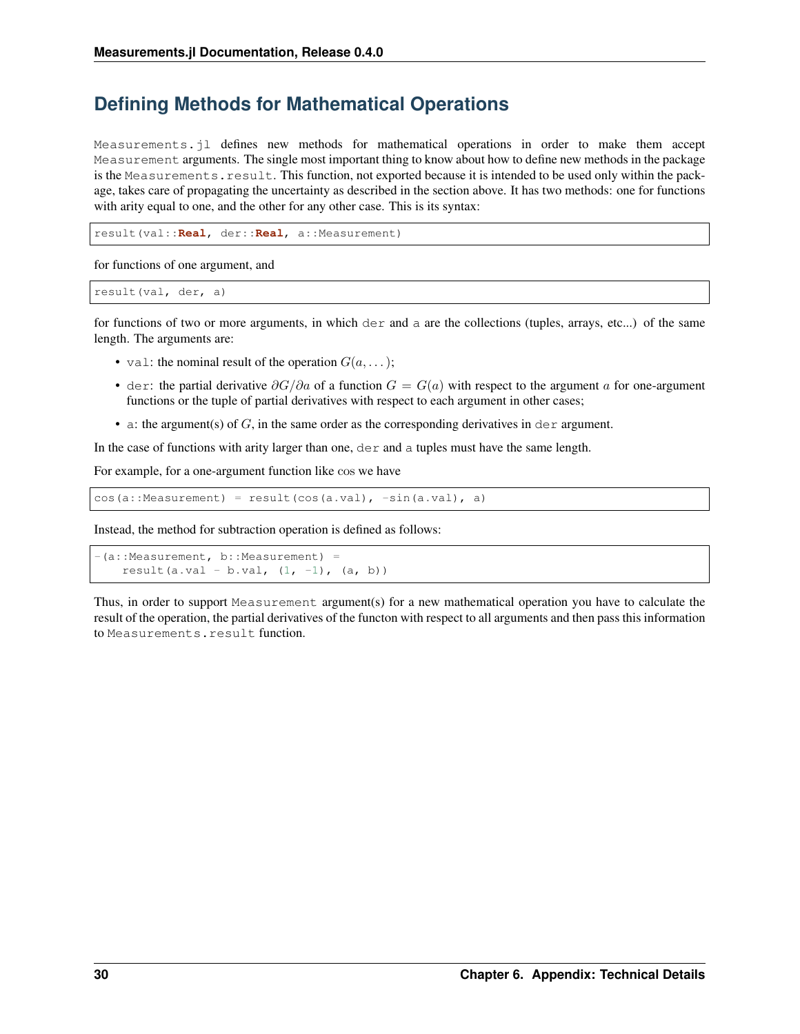## Defining Methods for Mathematical Operations

`Measurements.jl` defines new methods for mathematical operations in order to make them accept `Measurement` arguments. The single most important thing to know about how to define new methods in the package is the `Measurements.result`. This function, not exported because it is intended to be used only within the package, takes care of propagating the uncertainty as described in the section above. It has two methods: one for functions with arity equal to one, and the other for any other case. This is its syntax:

```
result(val::Real, der::Real, a::Measurement)
```

for functions of one argument, and

```
result(val, der, a)
```

for functions of two or more arguments, in which `der` and `a` are the collections (tuples, arrays, etc...) of the same length. The arguments are:

- `val`: the nominal result of the operation $G(a, \dots)$;
- `der`: the partial derivative $\partial G / \partial a$ of a function $G = G(a)$ with respect to the argument $a$ for one-argument functions or the tuple of partial derivatives with respect to each argument in other cases;
- `a`: the argument(s) of $G$, in the same order as the corresponding derivatives in `der` argument.

In the case of functions with arity larger than one, `der` and `a` tuples must have the same length.

For example, for a one-argument function like cos we have

```
cos(a::Measurement) = result(cos(a.val), -sin(a.val), a)
```

Instead, the method for subtraction operation is defined as follows:

```
-(a::Measurement, b::Measurement) =
    result(a.val - b.val, (1, -1), (a, b))
```

Thus, in order to support `Measurement` argument(s) for a new mathematical operation you have to calculate the result of the operation, the partial derivatives of the functon with respect to all arguments and then pass this information to `Measurements.result` function.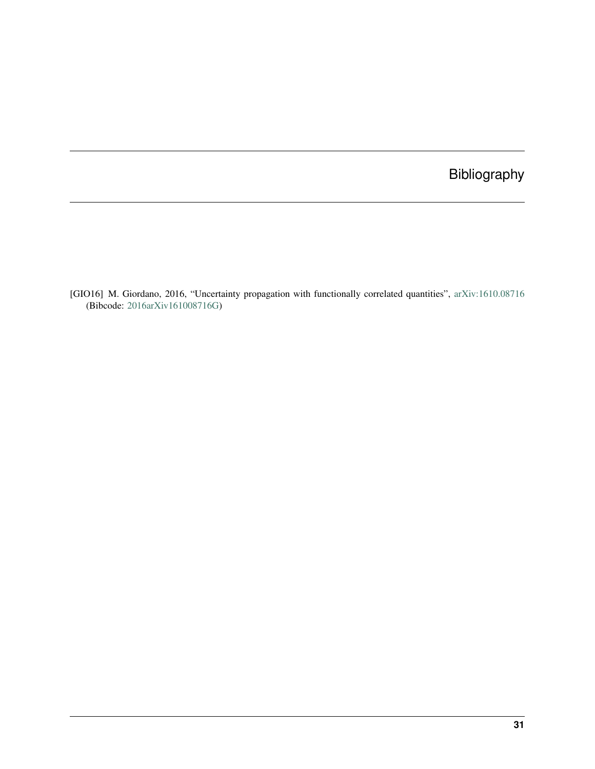# Bibliography

[GIO16] M. Giordano, 2016, "Uncertainty propagation with functionally correlated quantities", arXiv:1610.08716 (Bibcode: 2016arXiv161008716G)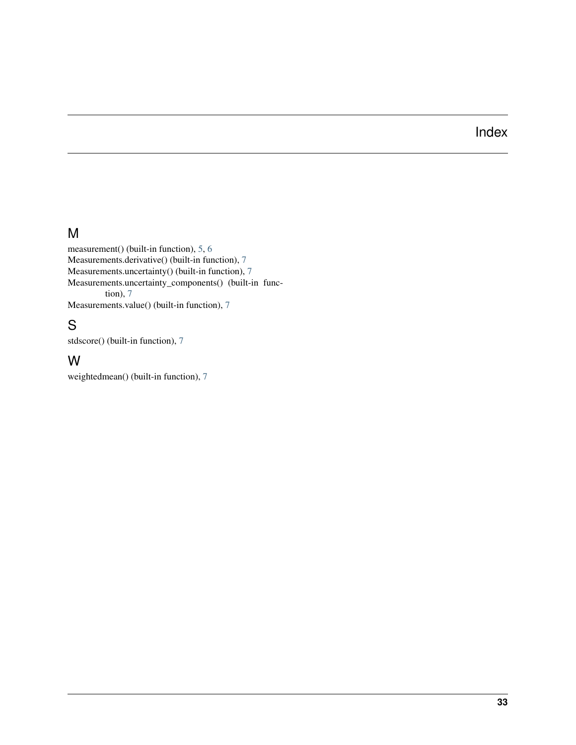# Index

## M

measurement() (built-in function), 5, 6
Measurements.derivative() (built-in function), 7
Measurements.uncertainty() (built-in function), 7
Measurements.uncertainty_components() (built-in function), 7
Measurements.value() (built-in function), 7

## S

stdscore() (built-in function), 7

## W

weightedmean() (built-in function), 7